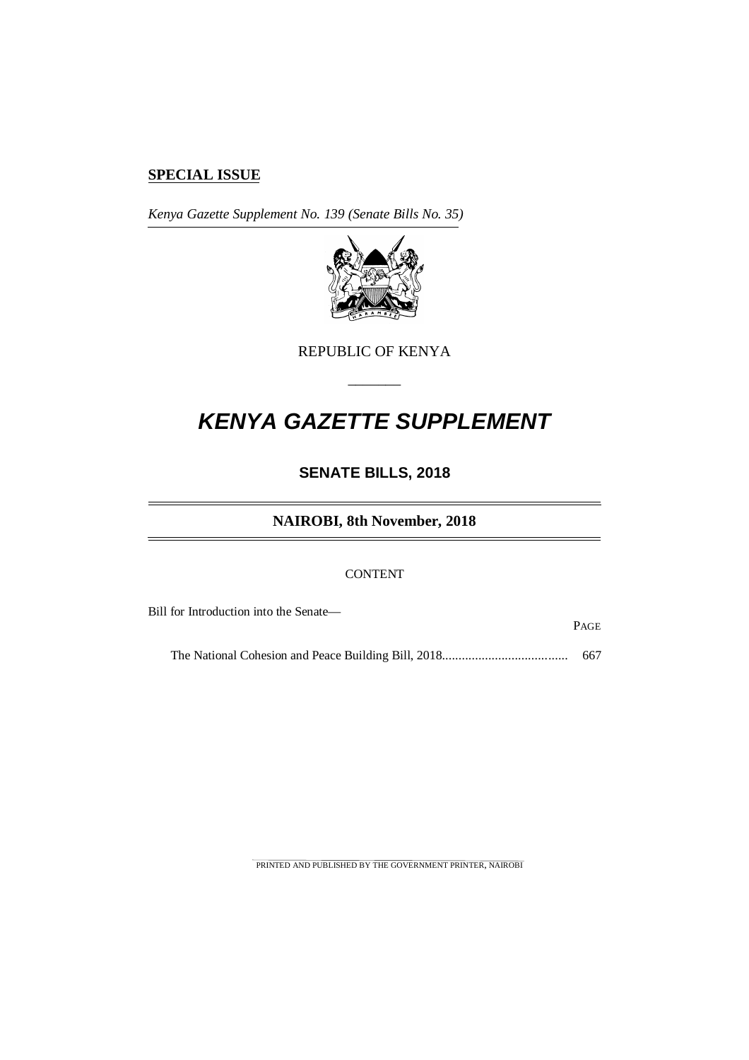**SPECIAL ISSUE**

*Kenya Gazette Supplement No. 139 (Senate Bills No. 35)*

REPUBLIC OF KENYA

# *KENYA GAZETTE SUPPLEMENT*

## SENATE BILLS, 2018

## NAIROBI, 8th November, 2018

CONTENT

Bill for Introduction into the Senate—

| | PAGE |
|---|---|
| The National Cohesion and Peace Building Bill, 2018...................................... | 667 |

PRINTED AND PUBLISHED BY THE GOVERNMENT PRINTER, NAIROBI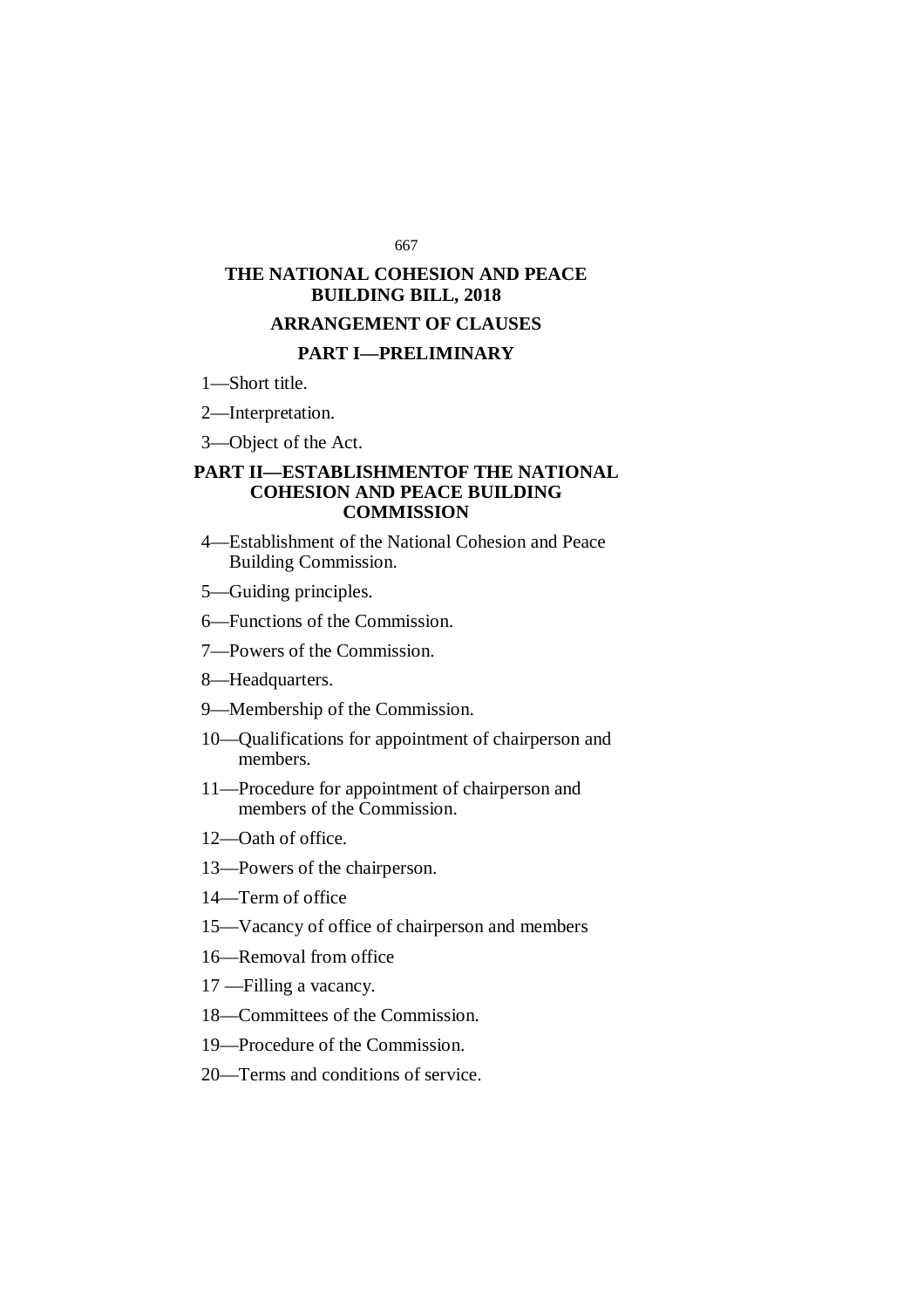# THE NATIONAL COHESION AND PEACE BUILDING BILL, 2018

## ARRANGEMENT OF CLAUSES

### PART I—PRELIMINARY

1—Short title.

2—Interpretation.

3—Object of the Act.

### PART II—ESTABLISHMENTOF THE NATIONAL COHESION AND PEACE BUILDING COMMISSION

4—Establishment of the National Cohesion and Peace Building Commission.

5—Guiding principles.

6—Functions of the Commission.

7—Powers of the Commission.

8—Headquarters.

9—Membership of the Commission.

10—Qualifications for appointment of chairperson and members.

11—Procedure for appointment of chairperson and members of the Commission.

12—Oath of office.

13—Powers of the chairperson.

14—Term of office

15—Vacancy of office of chairperson and members

16—Removal from office

17 —Filling a vacancy.

18—Committees of the Commission.

19—Procedure of the Commission.

20—Terms and conditions of service.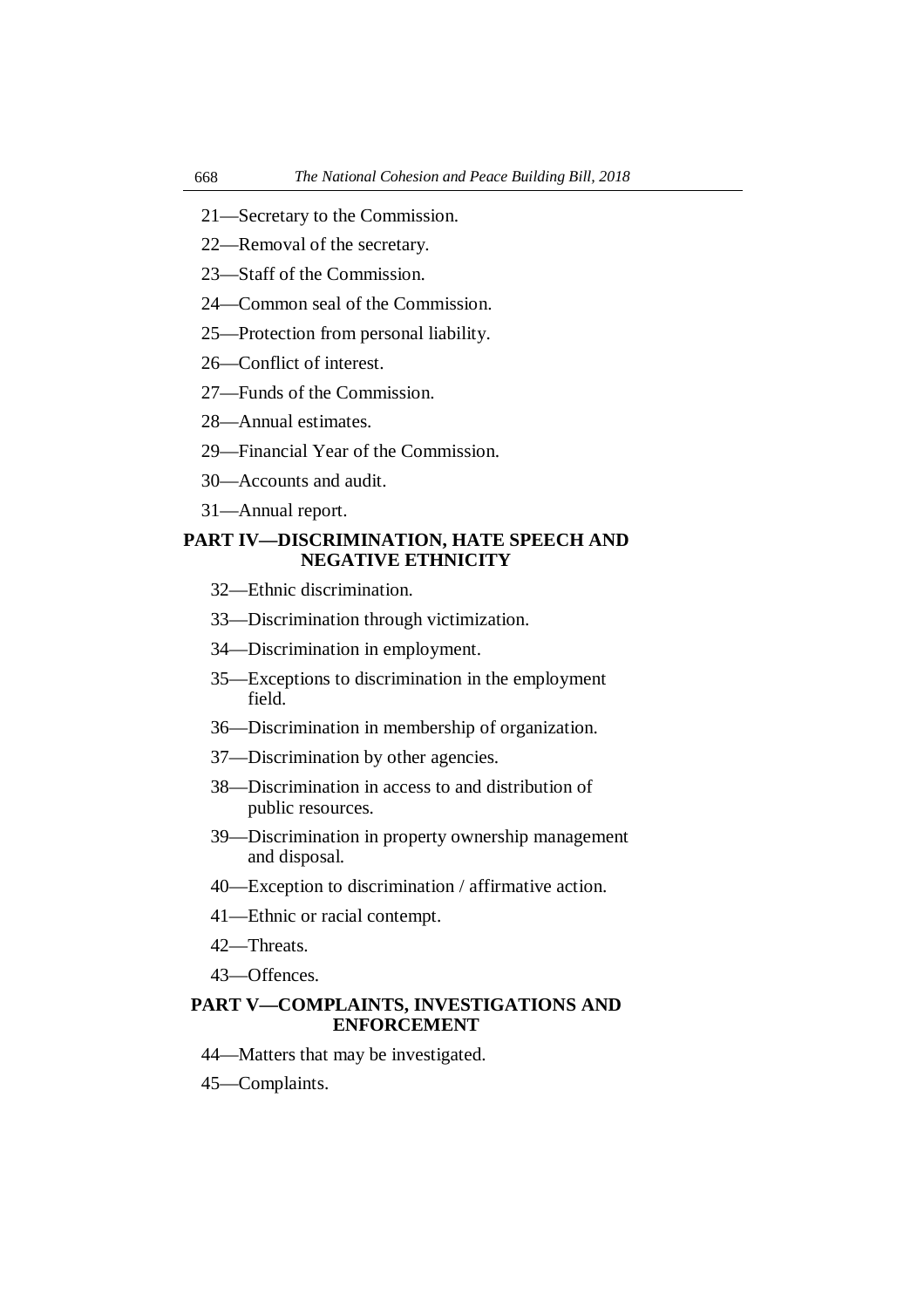21—Secretary to the Commission.

22—Removal of the secretary.

23—Staff of the Commission.

24—Common seal of the Commission.

25—Protection from personal liability.

26—Conflict of interest.

27—Funds of the Commission.

28—Annual estimates.

29—Financial Year of the Commission.

30—Accounts and audit.

31—Annual report.

**PART IV—DISCRIMINATION, HATE SPEECH AND NEGATIVE ETHNICITY**

32—Ethnic discrimination.

33—Discrimination through victimization.

34—Discrimination in employment.

35—Exceptions to discrimination in the employment field.

36—Discrimination in membership of organization.

37—Discrimination by other agencies.

38—Discrimination in access to and distribution of public resources.

39—Discrimination in property ownership management and disposal.

40—Exception to discrimination / affirmative action.

41—Ethnic or racial contempt.

42—Threats.

43—Offences.

**PART V—COMPLAINTS, INVESTIGATIONS AND ENFORCEMENT**

44—Matters that may be investigated.

45—Complaints.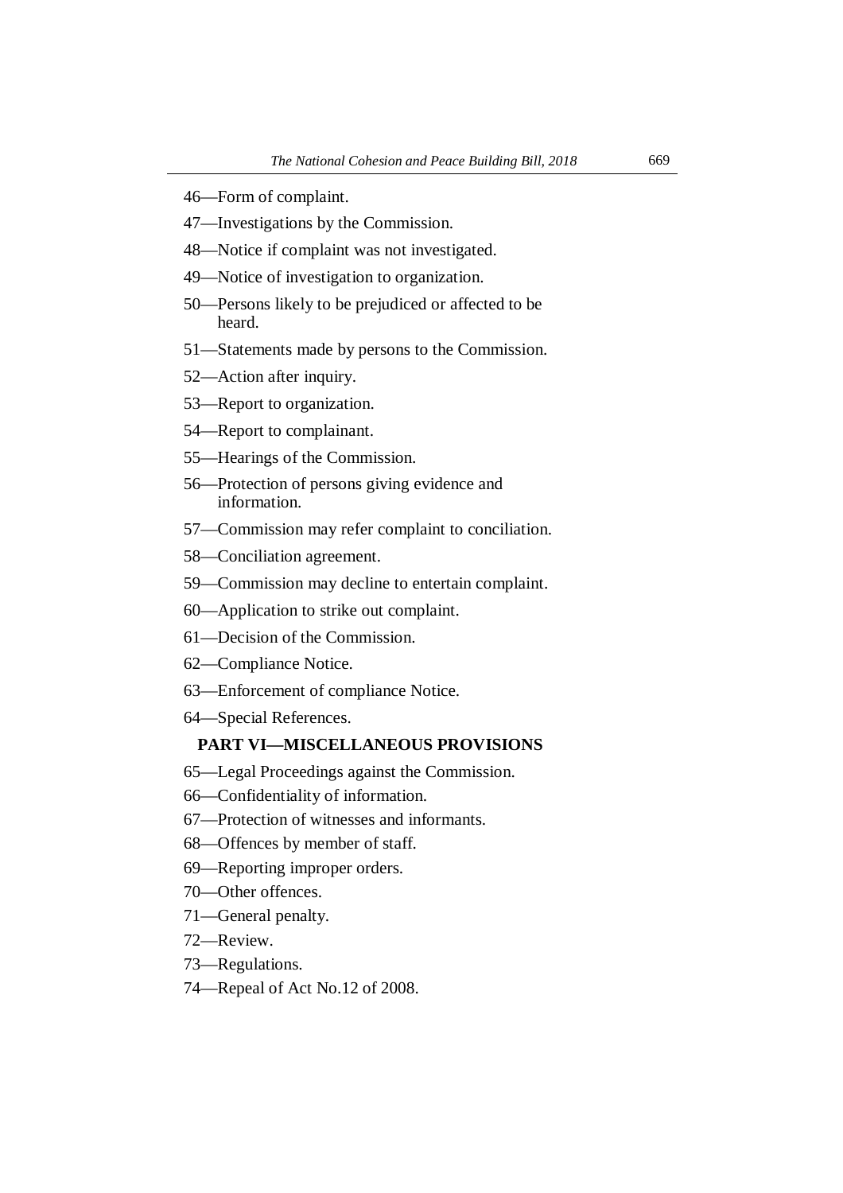46—Form of complaint.

47—Investigations by the Commission.

48—Notice if complaint was not investigated.

49—Notice of investigation to organization.

50—Persons likely to be prejudiced or affected to be heard.

51—Statements made by persons to the Commission.

52—Action after inquiry.

53—Report to organization.

54—Report to complainant.

55—Hearings of the Commission.

56—Protection of persons giving evidence and information.

57—Commission may refer complaint to conciliation.

58—Conciliation agreement.

59—Commission may decline to entertain complaint.

60—Application to strike out complaint.

61—Decision of the Commission.

62—Compliance Notice.

63—Enforcement of compliance Notice.

64—Special References.

**PART VI—MISCELLANEOUS PROVISIONS**

65—Legal Proceedings against the Commission.

66—Confidentiality of information.

67—Protection of witnesses and informants.

68—Offences by member of staff.

69—Reporting improper orders.

70—Other offences.

71—General penalty.

72—Review.

73—Regulations.

74—Repeal of Act No.12 of 2008.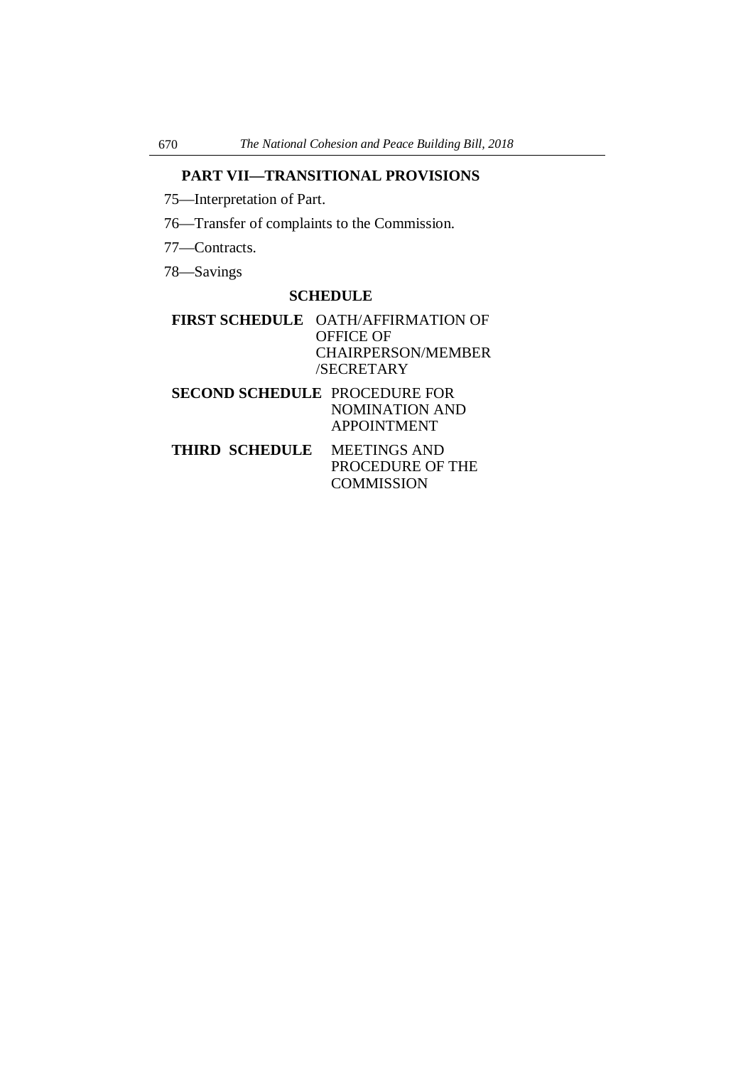## PART VII—TRANSITIONAL PROVISIONS

75—Interpretation of Part.

76—Transfer of complaints to the Commission.

77—Contracts.

78—Savings

### SCHEDULE

| | |
|---|---|
| **FIRST SCHEDULE** | OATH/AFFIRMATION OF OFFICE OF CHAIRPERSON/MEMBER /SECRETARY |
| **SECOND SCHEDULE** | PROCEDURE FOR NOMINATION AND APPOINTMENT |
| **THIRD SCHEDULE** | MEETINGS AND PROCEDURE OF THE COMMISSION |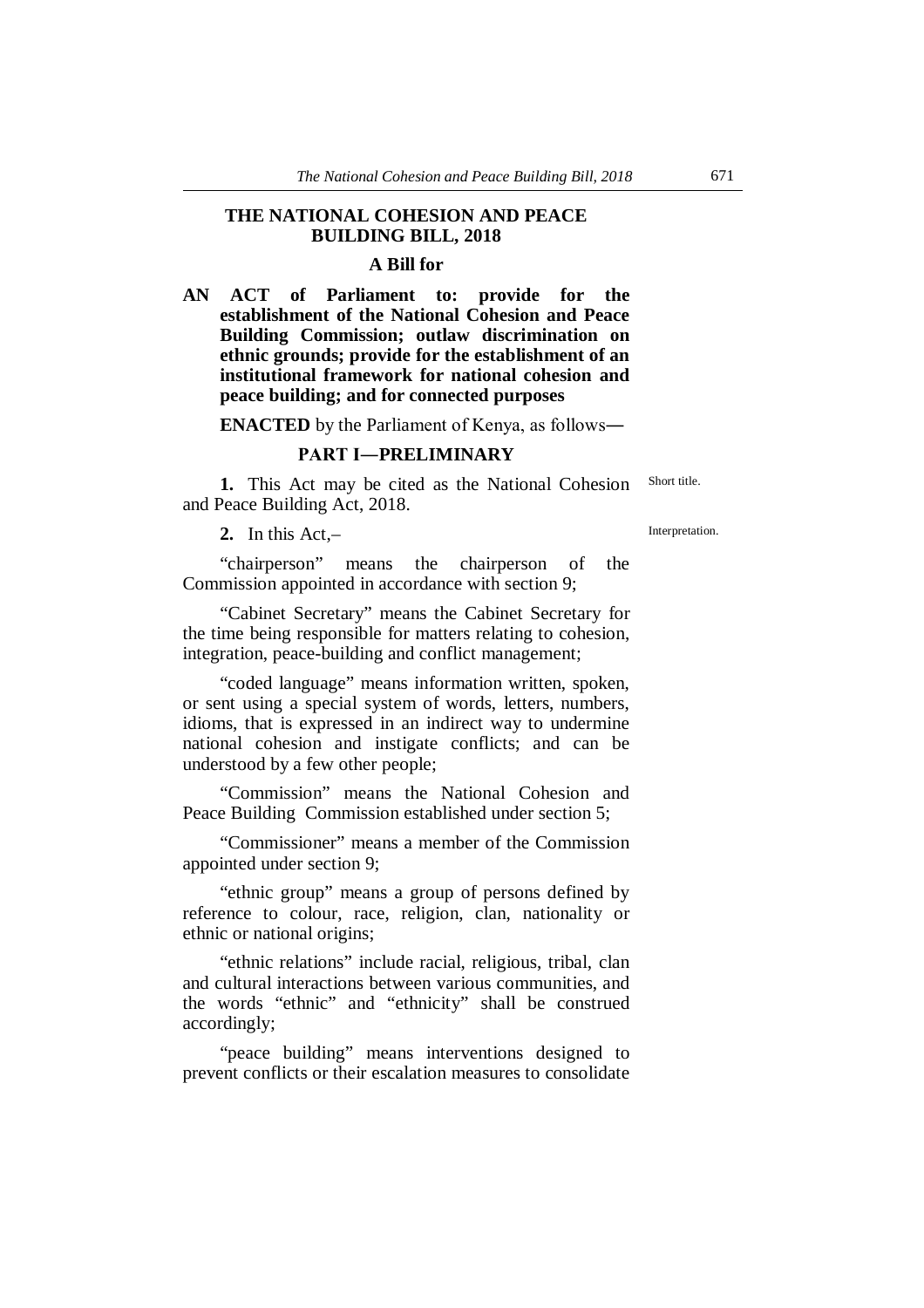# THE NATIONAL COHESION AND PEACE BUILDING BILL, 2018

## A Bill for

**AN ACT of Parliament to: provide for the establishment of the National Cohesion and Peace Building Commission; outlaw discrimination on ethnic grounds; provide for the establishment of an institutional framework for national cohesion and peace building; and for connected purposes**

**ENACTED** by the Parliament of Kenya, as follows**—**

## PART I—PRELIMINARY

Short title.

**1.** This Act may be cited as the National Cohesion and Peace Building Act, 2018.

Interpretation.

**2.** In this Act,–

"chairperson" means the chairperson of the Commission appointed in accordance with section 9;

"Cabinet Secretary" means the Cabinet Secretary for the time being responsible for matters relating to cohesion, integration, peace-building and conflict management;

"coded language" means information written, spoken, or sent using a special system of words, letters, numbers, idioms, that is expressed in an indirect way to undermine national cohesion and instigate conflicts; and can be understood by a few other people;

"Commission" means the National Cohesion and Peace Building Commission established under section 5;

"Commissioner" means a member of the Commission appointed under section 9;

"ethnic group" means a group of persons defined by reference to colour, race, religion, clan, nationality or ethnic or national origins;

"ethnic relations" include racial, religious, tribal, clan and cultural interactions between various communities, and the words "ethnic" and "ethnicity" shall be construed accordingly;

"peace building" means interventions designed to prevent conflicts or their escalation measures to consolidate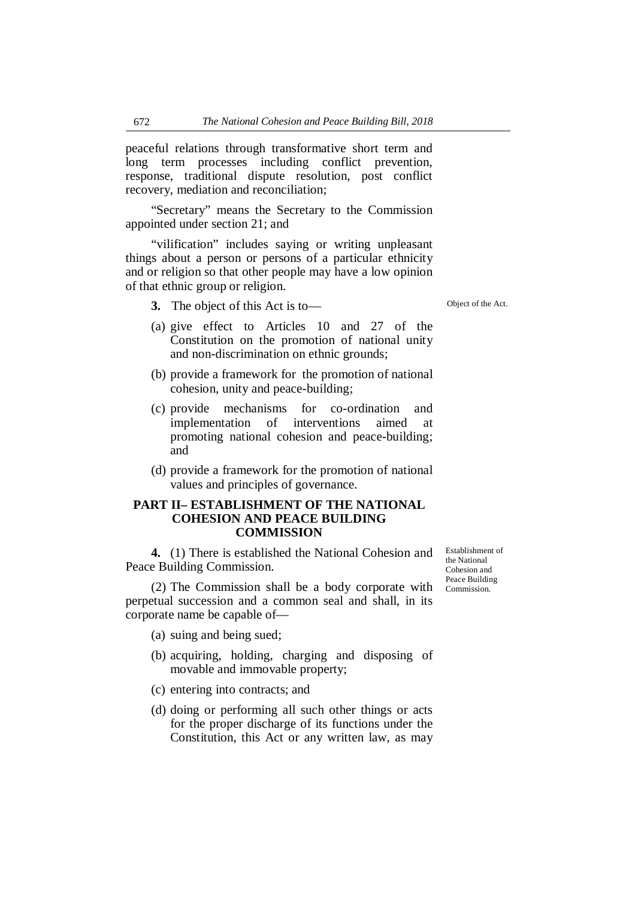peaceful relations through transformative short term and long term processes including conflict prevention, response, traditional dispute resolution, post conflict recovery, mediation and reconciliation;

"Secretary" means the Secretary to the Commission appointed under section 21; and

"vilification" includes saying or writing unpleasant things about a person or persons of a particular ethnicity and or religion so that other people may have a low opinion of that ethnic group or religion.

Object of the Act.

**3.** The object of this Act is to—

(a) give effect to Articles 10 and 27 of the Constitution on the promotion of national unity and non-discrimination on ethnic grounds;

(b) provide a framework for the promotion of national cohesion, unity and peace-building;

(c) provide mechanisms for co-ordination and implementation of interventions aimed at promoting national cohesion and peace-building; and

(d) provide a framework for the promotion of national values and principles of governance.

## PART II– ESTABLISHMENT OF THE NATIONAL COHESION AND PEACE BUILDING COMMISSION

Establishment of the National Cohesion and Peace Building Commission.

**4.** (1) There is established the National Cohesion and Peace Building Commission.

(2) The Commission shall be a body corporate with perpetual succession and a common seal and shall, in its corporate name be capable of—

(a) suing and being sued;

(b) acquiring, holding, charging and disposing of movable and immovable property;

(c) entering into contracts; and

(d) doing or performing all such other things or acts for the proper discharge of its functions under the Constitution, this Act or any written law, as may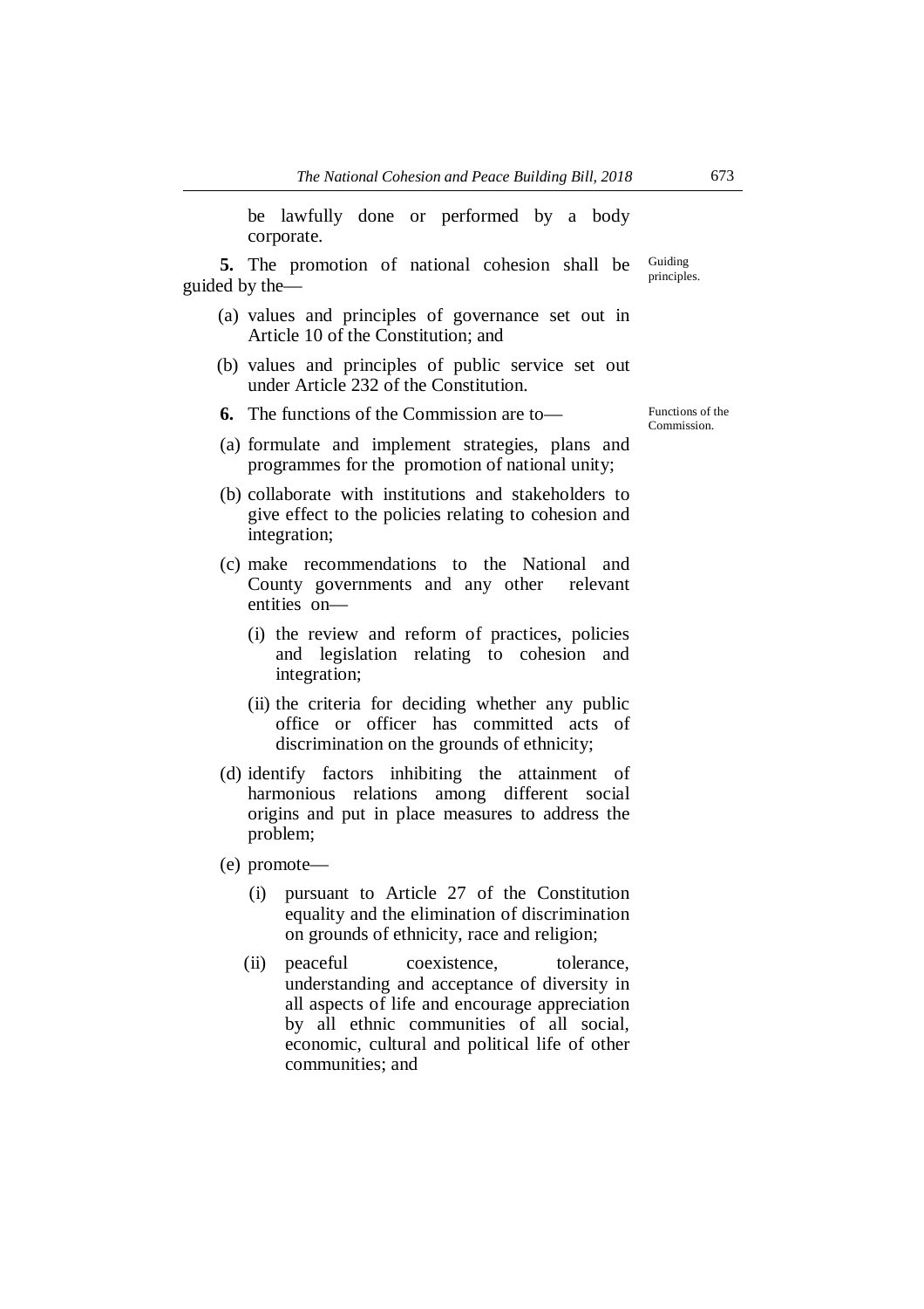be lawfully done or performed by a body corporate.

**5.** The promotion of national cohesion shall be guided by the— Guiding principles.

(a) values and principles of governance set out in Article 10 of the Constitution; and

(b) values and principles of public service set out under Article 232 of the Constitution.

**6.** The functions of the Commission are to— Functions of the Commission.

(a) formulate and implement strategies, plans and programmes for the promotion of national unity;

(b) collaborate with institutions and stakeholders to give effect to the policies relating to cohesion and integration;

(c) make recommendations to the National and County governments and any other relevant entities on—

(i) the review and reform of practices, policies and legislation relating to cohesion and integration;

(ii) the criteria for deciding whether any public office or officer has committed acts of discrimination on the grounds of ethnicity;

(d) identify factors inhibiting the attainment of harmonious relations among different social origins and put in place measures to address the problem;

(e) promote—

(i) pursuant to Article 27 of the Constitution equality and the elimination of discrimination on grounds of ethnicity, race and religion;

(ii) peaceful coexistence, tolerance, understanding and acceptance of diversity in all aspects of life and encourage appreciation by all ethnic communities of all social, economic, cultural and political life of other communities; and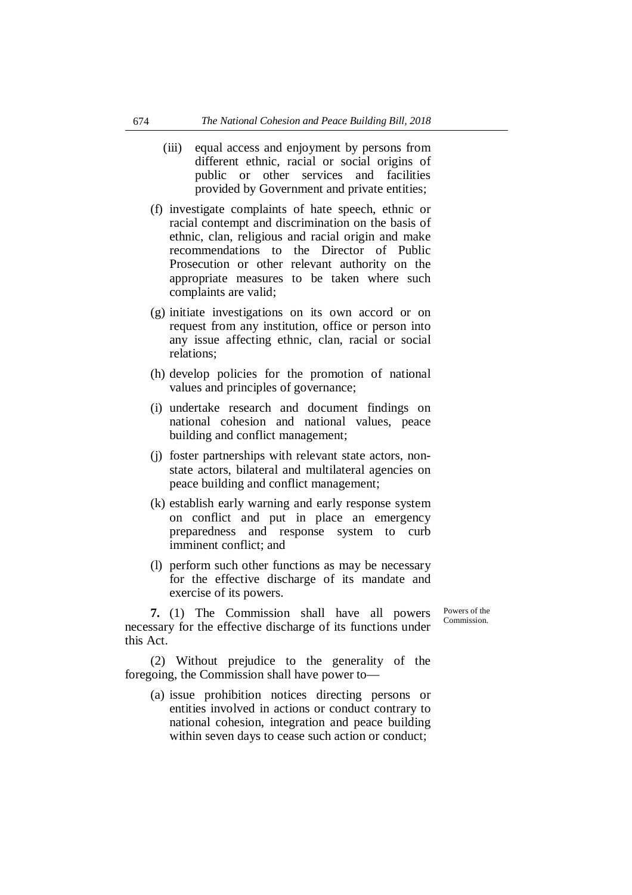(iii) equal access and enjoyment by persons from different ethnic, racial or social origins of public or other services and facilities provided by Government and private entities;

(f) investigate complaints of hate speech, ethnic or racial contempt and discrimination on the basis of ethnic, clan, religious and racial origin and make recommendations to the Director of Public Prosecution or other relevant authority on the appropriate measures to be taken where such complaints are valid;

(g) initiate investigations on its own accord or on request from any institution, office or person into any issue affecting ethnic, clan, racial or social relations;

(h) develop policies for the promotion of national values and principles of governance;

(i) undertake research and document findings on national cohesion and national values, peace building and conflict management;

(j) foster partnerships with relevant state actors, non-state actors, bilateral and multilateral agencies on peace building and conflict management;

(k) establish early warning and early response system on conflict and put in place an emergency preparedness and response system to curb imminent conflict; and

(l) perform such other functions as may be necessary for the effective discharge of its mandate and exercise of its powers.

Powers of the Commission.

**7.** (1) The Commission shall have all powers necessary for the effective discharge of its functions under this Act.

(2) Without prejudice to the generality of the foregoing, the Commission shall have power to—

(a) issue prohibition notices directing persons or entities involved in actions or conduct contrary to national cohesion, integration and peace building within seven days to cease such action or conduct;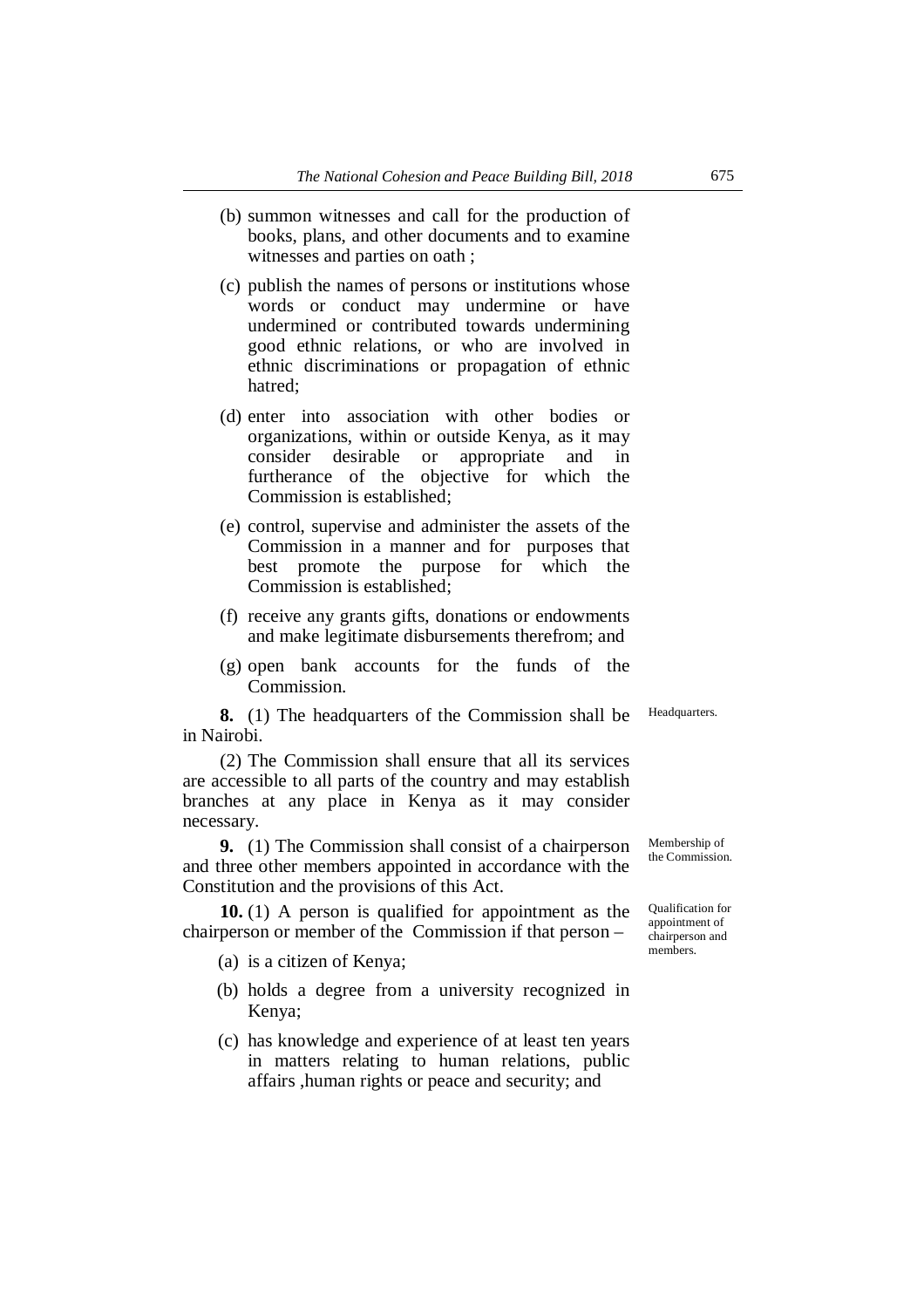(b) summon witnesses and call for the production of books, plans, and other documents and to examine witnesses and parties on oath ;

(c) publish the names of persons or institutions whose words or conduct may undermine or have undermined or contributed towards undermining good ethnic relations, or who are involved in ethnic discriminations or propagation of ethnic hatred;

(d) enter into association with other bodies or organizations, within or outside Kenya, as it may consider desirable or appropriate and in furtherance of the objective for which the Commission is established;

(e) control, supervise and administer the assets of the Commission in a manner and for purposes that best promote the purpose for which the Commission is established;

(f) receive any grants gifts, donations or endowments and make legitimate disbursements therefrom; and

(g) open bank accounts for the funds of the Commission.

Headquarters.

**8.** (1) The headquarters of the Commission shall be in Nairobi.

(2) The Commission shall ensure that all its services are accessible to all parts of the country and may establish branches at any place in Kenya as it may consider necessary.

Membership of the Commission.

**9.** (1) The Commission shall consist of a chairperson and three other members appointed in accordance with the Constitution and the provisions of this Act.

Qualification for appointment of chairperson and members.

**10.** (1) A person is qualified for appointment as the chairperson or member of the Commission if that person –

(a) is a citizen of Kenya;

(b) holds a degree from a university recognized in Kenya;

(c) has knowledge and experience of at least ten years in matters relating to human relations, public affairs ,human rights or peace and security; and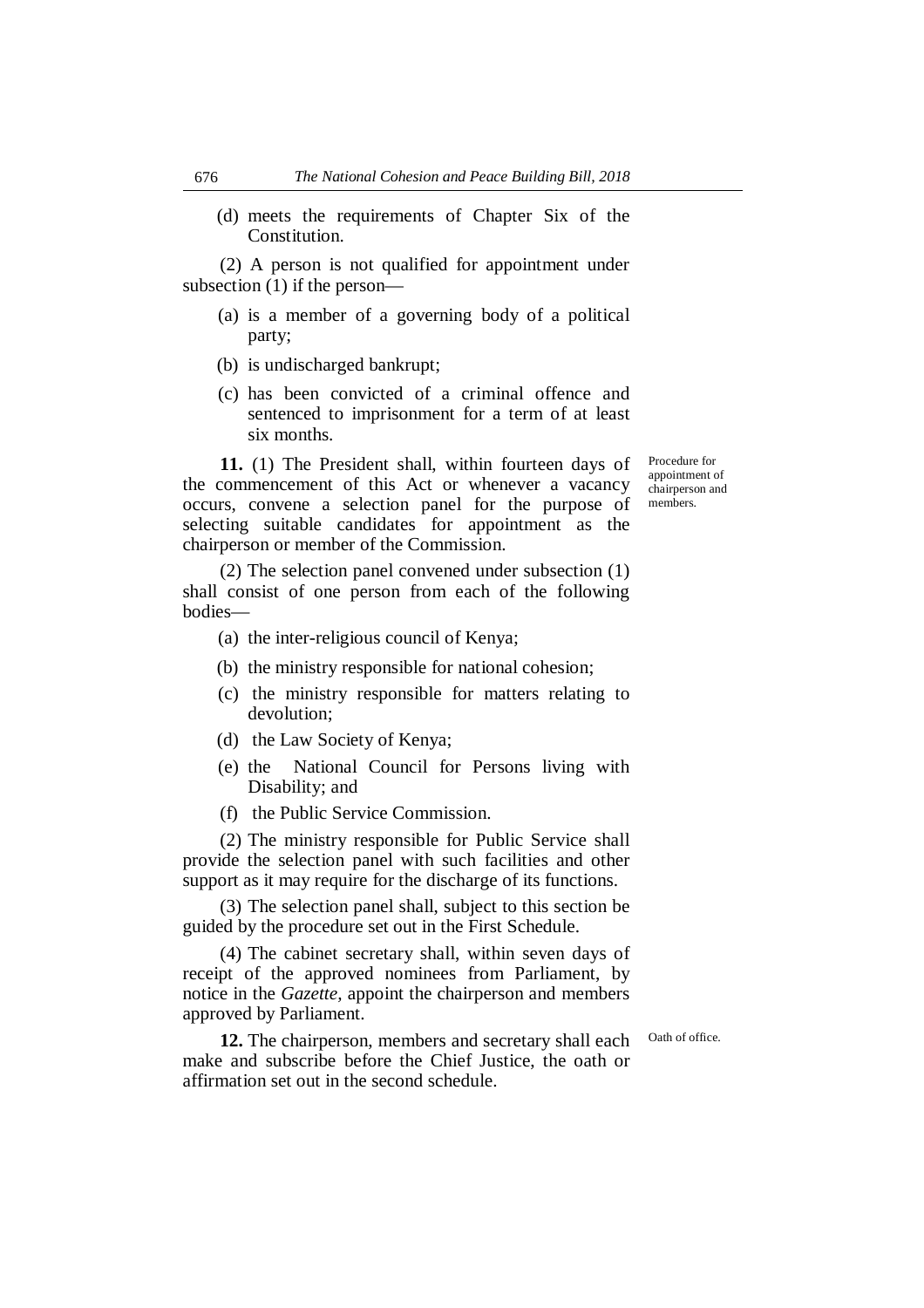(d) meets the requirements of Chapter Six of the Constitution.

(2) A person is not qualified for appointment under subsection (1) if the person—

(a) is a member of a governing body of a political party;

(b) is undischarged bankrupt;

(c) has been convicted of a criminal offence and sentenced to imprisonment for a term of at least six months.

Procedure for appointment of chairperson and members.

**11.** (1) The President shall, within fourteen days of the commencement of this Act or whenever a vacancy occurs, convene a selection panel for the purpose of selecting suitable candidates for appointment as the chairperson or member of the Commission.

(2) The selection panel convened under subsection (1) shall consist of one person from each of the following bodies—

(a) the inter-religious council of Kenya;

(b) the ministry responsible for national cohesion;

(c) the ministry responsible for matters relating to devolution;

(d) the Law Society of Kenya;

(e) the National Council for Persons living with Disability; and

(f) the Public Service Commission.

(2) The ministry responsible for Public Service shall provide the selection panel with such facilities and other support as it may require for the discharge of its functions.

(3) The selection panel shall, subject to this section be guided by the procedure set out in the First Schedule.

(4) The cabinet secretary shall, within seven days of receipt of the approved nominees from Parliament, by notice in the *Gazette*, appoint the chairperson and members approved by Parliament.

Oath of office.

**12.** The chairperson, members and secretary shall each make and subscribe before the Chief Justice, the oath or affirmation set out in the second schedule.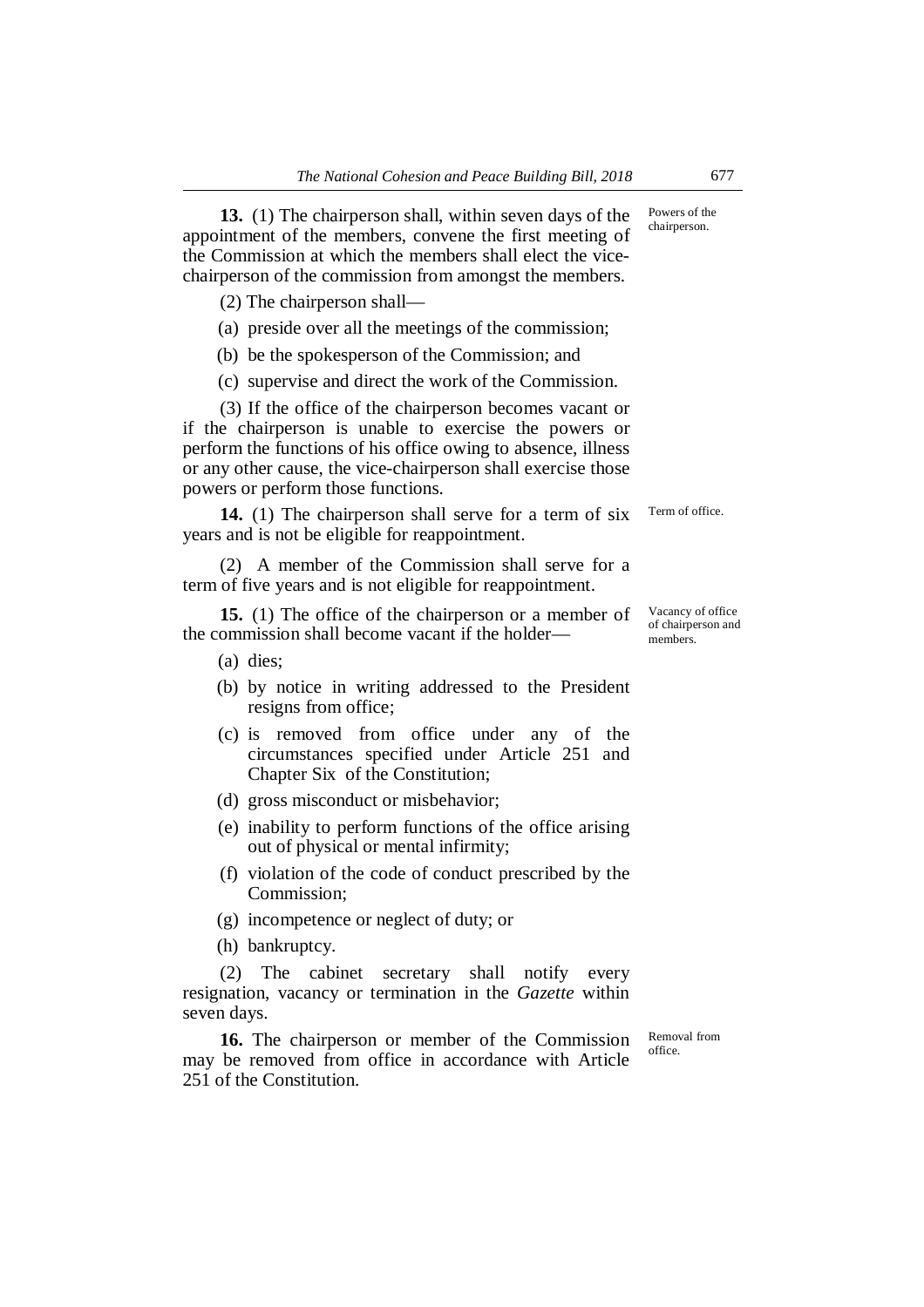**13.** (1) The chairperson shall, within seven days of the appointment of the members, convene the first meeting of the Commission at which the members shall elect the vice-chairperson of the commission from amongst the members.

Powers of the chairperson.

(2) The chairperson shall—

(a) preside over all the meetings of the commission;

(b) be the spokesperson of the Commission; and

(c) supervise and direct the work of the Commission.

(3) If the office of the chairperson becomes vacant or if the chairperson is unable to exercise the powers or perform the functions of his office owing to absence, illness or any other cause, the vice-chairperson shall exercise those powers or perform those functions.

**14.** (1) The chairperson shall serve for a term of six years and is not be eligible for reappointment.

Term of office.

(2) A member of the Commission shall serve for a term of five years and is not eligible for reappointment.

**15.** (1) The office of the chairperson or a member of the commission shall become vacant if the holder—

Vacancy of office of chairperson and members.

(a) dies;

(b) by notice in writing addressed to the President resigns from office;

(c) is removed from office under any of the circumstances specified under Article 251 and Chapter Six of the Constitution;

(d) gross misconduct or misbehavior;

(e) inability to perform functions of the office arising out of physical or mental infirmity;

(f) violation of the code of conduct prescribed by the Commission;

(g) incompetence or neglect of duty; or

(h) bankruptcy.

(2) The cabinet secretary shall notify every resignation, vacancy or termination in the *Gazette* within seven days.

**16.** The chairperson or member of the Commission may be removed from office in accordance with Article 251 of the Constitution.

Removal from office.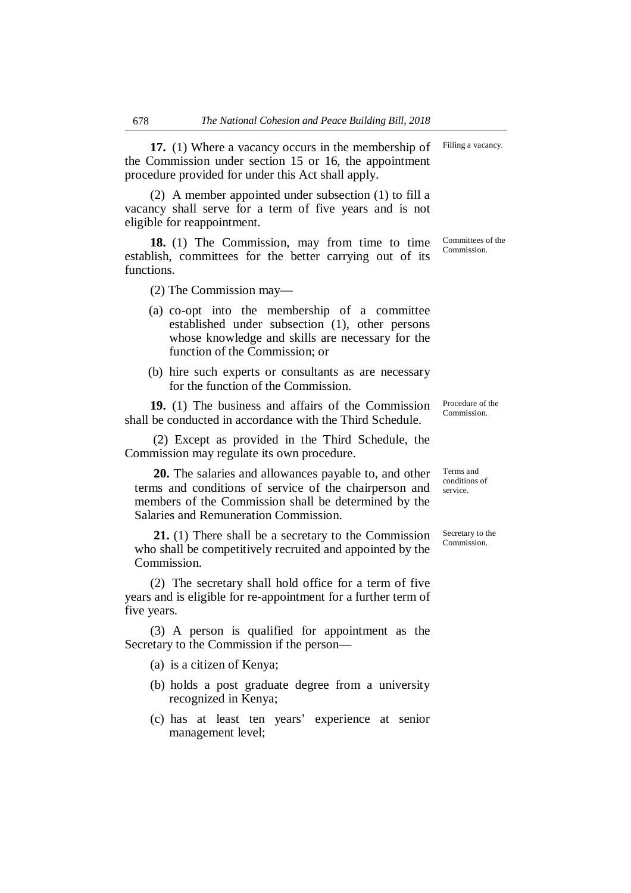**17.** (1) Where a vacancy occurs in the membership of the Commission under section 15 or 16, the appointment procedure provided for under this Act shall apply.

Filling a vacancy.

(2) A member appointed under subsection (1) to fill a vacancy shall serve for a term of five years and is not eligible for reappointment.

**18.** (1) The Commission, may from time to time establish, committees for the better carrying out of its functions.

Committees of the Commission.

(2) The Commission may—

(a) co-opt into the membership of a committee established under subsection (1), other persons whose knowledge and skills are necessary for the function of the Commission; or

(b) hire such experts or consultants as are necessary for the function of the Commission.

**19.** (1) The business and affairs of the Commission shall be conducted in accordance with the Third Schedule.

Procedure of the Commission.

(2) Except as provided in the Third Schedule, the Commission may regulate its own procedure.

**20.** The salaries and allowances payable to, and other terms and conditions of service of the chairperson and members of the Commission shall be determined by the Salaries and Remuneration Commission.

Terms and conditions of service.

**21.** (1) There shall be a secretary to the Commission who shall be competitively recruited and appointed by the Commission.

Secretary to the Commission.

(2) The secretary shall hold office for a term of five years and is eligible for re-appointment for a further term of five years.

(3) A person is qualified for appointment as the Secretary to the Commission if the person—

(a) is a citizen of Kenya;

(b) holds a post graduate degree from a university recognized in Kenya;

(c) has at least ten years' experience at senior management level;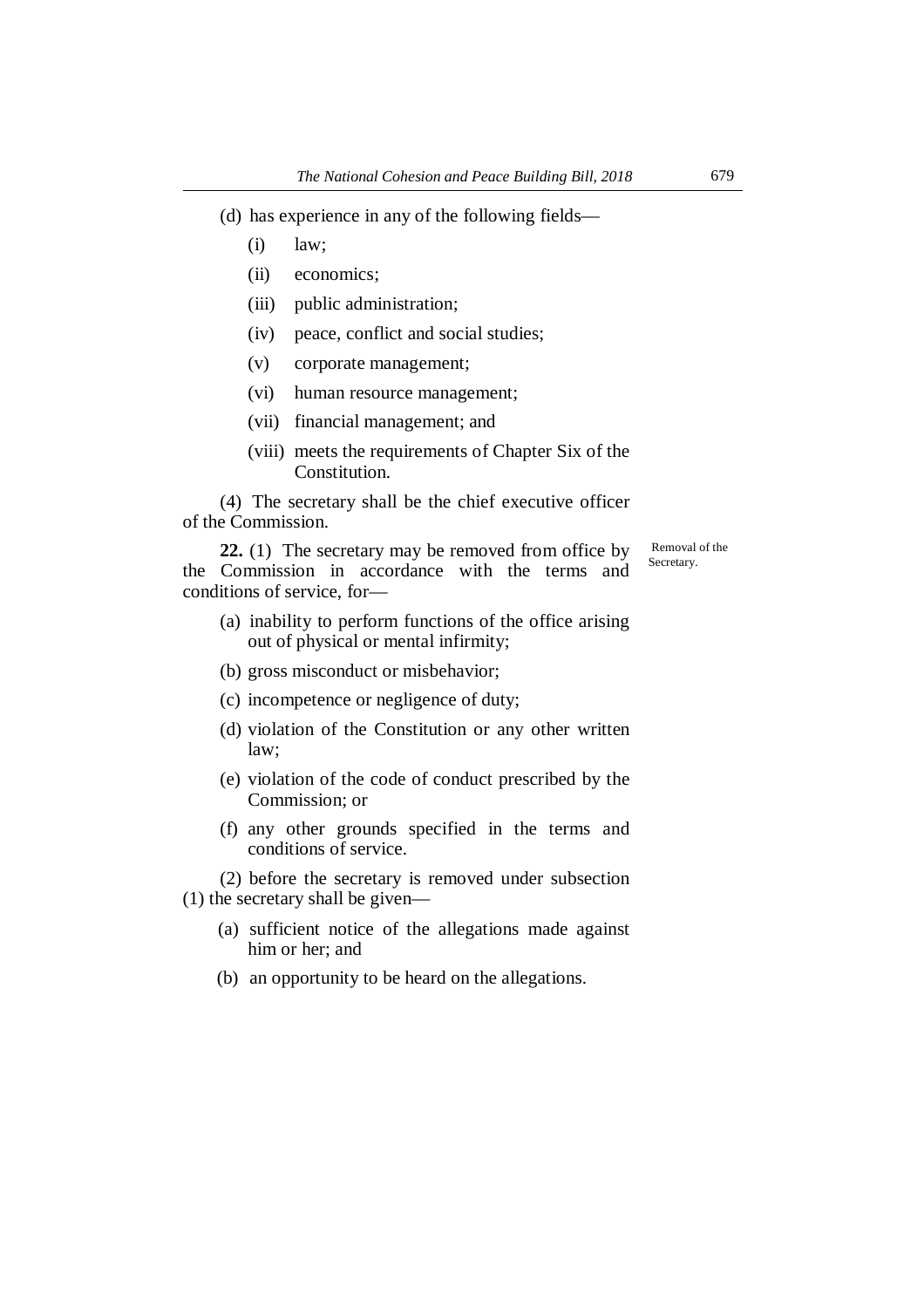(d) has experience in any of the following fields—

- (i) law;
- (ii) economics;
- (iii) public administration;
- (iv) peace, conflict and social studies;
- (v) corporate management;
- (vi) human resource management;
- (vii) financial management; and
- (viii) meets the requirements of Chapter Six of the Constitution.

(4) The secretary shall be the chief executive officer of the Commission.

Removal of the Secretary.

**22.** (1) The secretary may be removed from office by the Commission in accordance with the terms and conditions of service, for—

- (a) inability to perform functions of the office arising out of physical or mental infirmity;
- (b) gross misconduct or misbehavior;
- (c) incompetence or negligence of duty;
- (d) violation of the Constitution or any other written law;
- (e) violation of the code of conduct prescribed by the Commission; or
- (f) any other grounds specified in the terms and conditions of service.

(2) before the secretary is removed under subsection (1) the secretary shall be given—

- (a) sufficient notice of the allegations made against him or her; and
- (b) an opportunity to be heard on the allegations.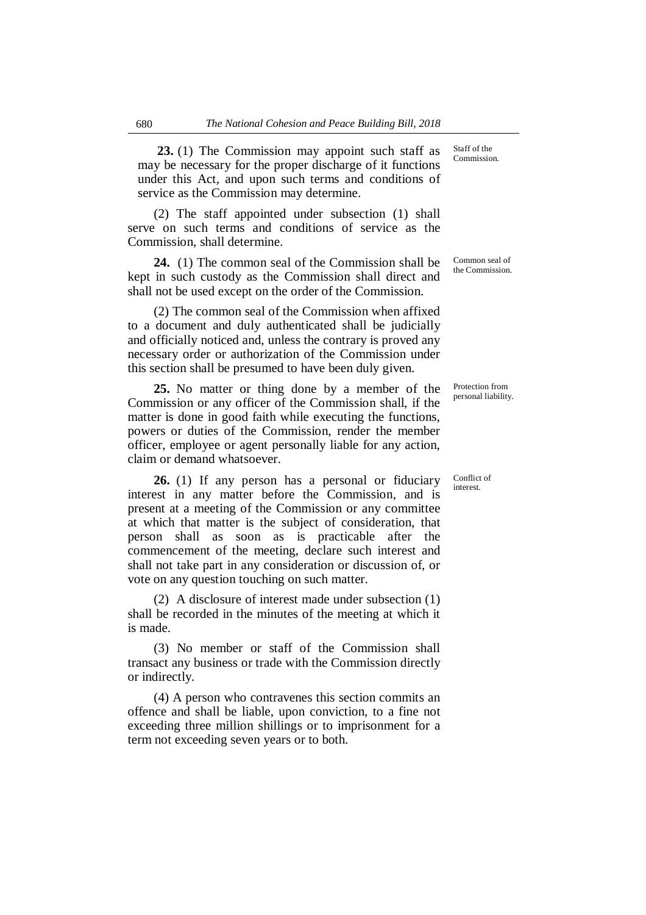**Staff of the Commission.**

**23.** (1) The Commission may appoint such staff as may be necessary for the proper discharge of it functions under this Act, and upon such terms and conditions of service as the Commission may determine.

(2) The staff appointed under subsection (1) shall serve on such terms and conditions of service as the Commission, shall determine.

**Common seal of the Commission.**

**24.** (1) The common seal of the Commission shall be kept in such custody as the Commission shall direct and shall not be used except on the order of the Commission.

(2) The common seal of the Commission when affixed to a document and duly authenticated shall be judicially and officially noticed and, unless the contrary is proved any necessary order or authorization of the Commission under this section shall be presumed to have been duly given.

**Protection from personal liability.**

**25.** No matter or thing done by a member of the Commission or any officer of the Commission shall, if the matter is done in good faith while executing the functions, powers or duties of the Commission, render the member officer, employee or agent personally liable for any action, claim or demand whatsoever.

**Conflict of interest.**

**26.** (1) If any person has a personal or fiduciary interest in any matter before the Commission, and is present at a meeting of the Commission or any committee at which that matter is the subject of consideration, that person shall as soon as is practicable after the commencement of the meeting, declare such interest and shall not take part in any consideration or discussion of, or vote on any question touching on such matter.

(2) A disclosure of interest made under subsection (1) shall be recorded in the minutes of the meeting at which it is made.

(3) No member or staff of the Commission shall transact any business or trade with the Commission directly or indirectly.

(4) A person who contravenes this section commits an offence and shall be liable, upon conviction, to a fine not exceeding three million shillings or to imprisonment for a term not exceeding seven years or to both.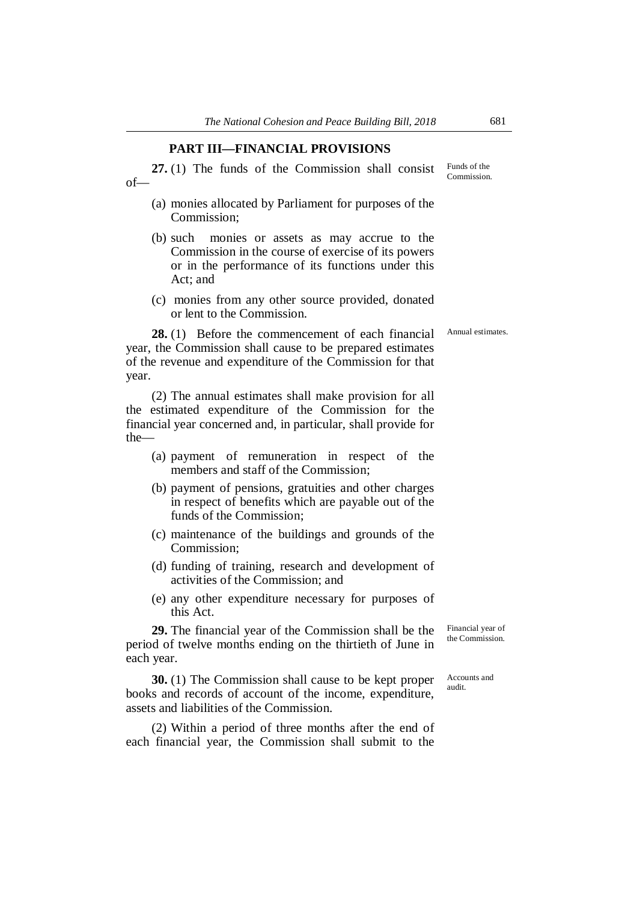## PART III—FINANCIAL PROVISIONS

Funds of the Commission.

**27.** (1) The funds of the Commission shall consist of—

(a) monies allocated by Parliament for purposes of the Commission;

(b) such monies or assets as may accrue to the Commission in the course of exercise of its powers or in the performance of its functions under this Act; and

(c) monies from any other source provided, donated or lent to the Commission.

Annual estimates.

**28.** (1) Before the commencement of each financial year, the Commission shall cause to be prepared estimates of the revenue and expenditure of the Commission for that year.

(2) The annual estimates shall make provision for all the estimated expenditure of the Commission for the financial year concerned and, in particular, shall provide for the—

(a) payment of remuneration in respect of the members and staff of the Commission;

(b) payment of pensions, gratuities and other charges in respect of benefits which are payable out of the funds of the Commission;

(c) maintenance of the buildings and grounds of the Commission;

(d) funding of training, research and development of activities of the Commission; and

(e) any other expenditure necessary for purposes of this Act.

Financial year of the Commission.

**29.** The financial year of the Commission shall be the period of twelve months ending on the thirtieth of June in each year.

Accounts and audit.

**30.** (1) The Commission shall cause to be kept proper books and records of account of the income, expenditure, assets and liabilities of the Commission.

(2) Within a period of three months after the end of each financial year, the Commission shall submit to the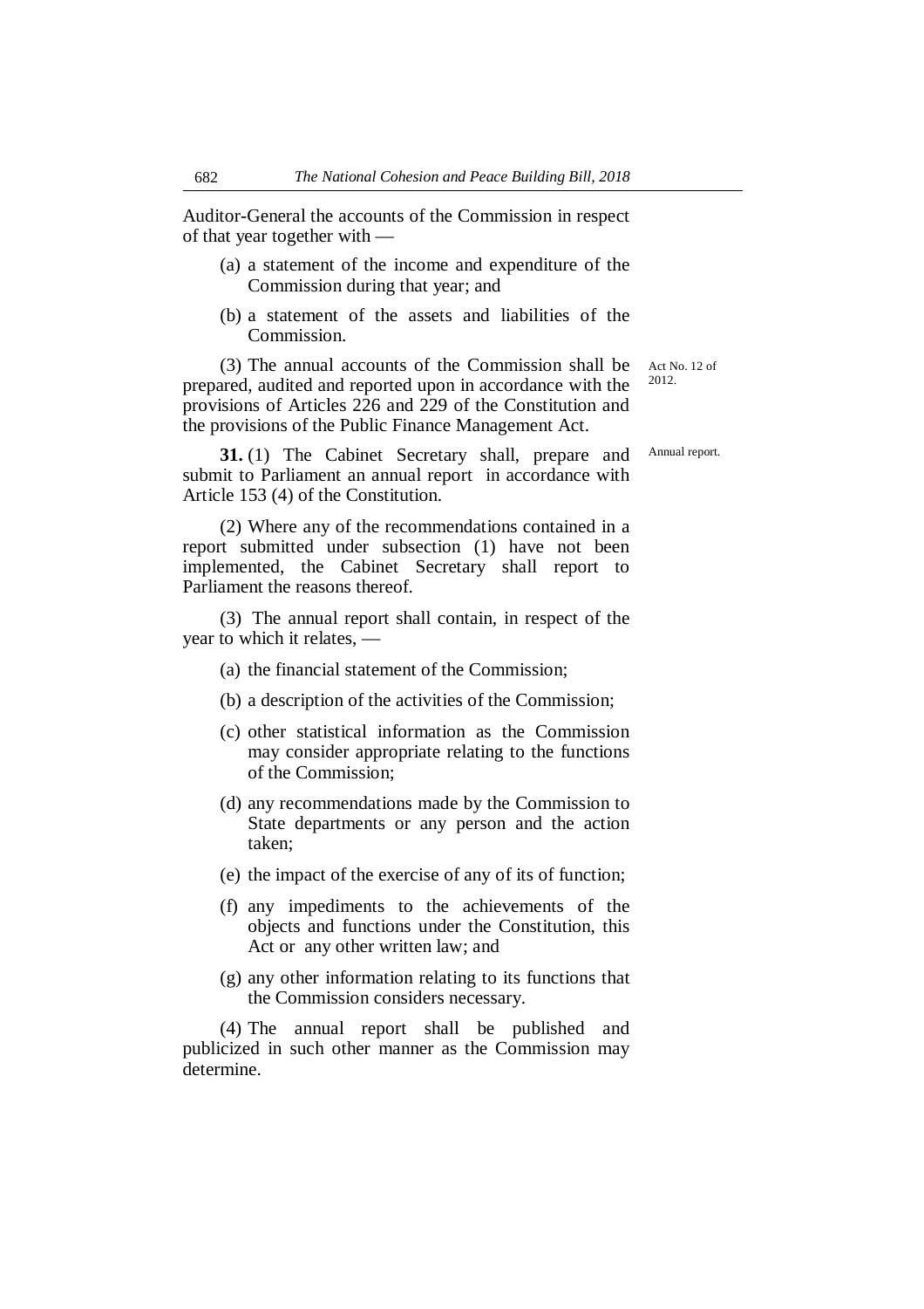Auditor-General the accounts of the Commission in respect of that year together with —

(a) a statement of the income and expenditure of the Commission during that year; and

(b) a statement of the assets and liabilities of the Commission.

(3) The annual accounts of the Commission shall be prepared, audited and reported upon in accordance with the provisions of Articles 226 and 229 of the Constitution and the provisions of the Public Finance Management Act.

Act No. 12 of 2012.

Annual report.

**31.** (1) The Cabinet Secretary shall, prepare and submit to Parliament an annual report in accordance with Article 153 (4) of the Constitution.

(2) Where any of the recommendations contained in a report submitted under subsection (1) have not been implemented, the Cabinet Secretary shall report to Parliament the reasons thereof.

(3) The annual report shall contain, in respect of the year to which it relates, —

(a) the financial statement of the Commission;

(b) a description of the activities of the Commission;

(c) other statistical information as the Commission may consider appropriate relating to the functions of the Commission;

(d) any recommendations made by the Commission to State departments or any person and the action taken;

(e) the impact of the exercise of any of its of function;

(f) any impediments to the achievements of the objects and functions under the Constitution, this Act or any other written law; and

(g) any other information relating to its functions that the Commission considers necessary.

(4) The annual report shall be published and publicized in such other manner as the Commission may determine.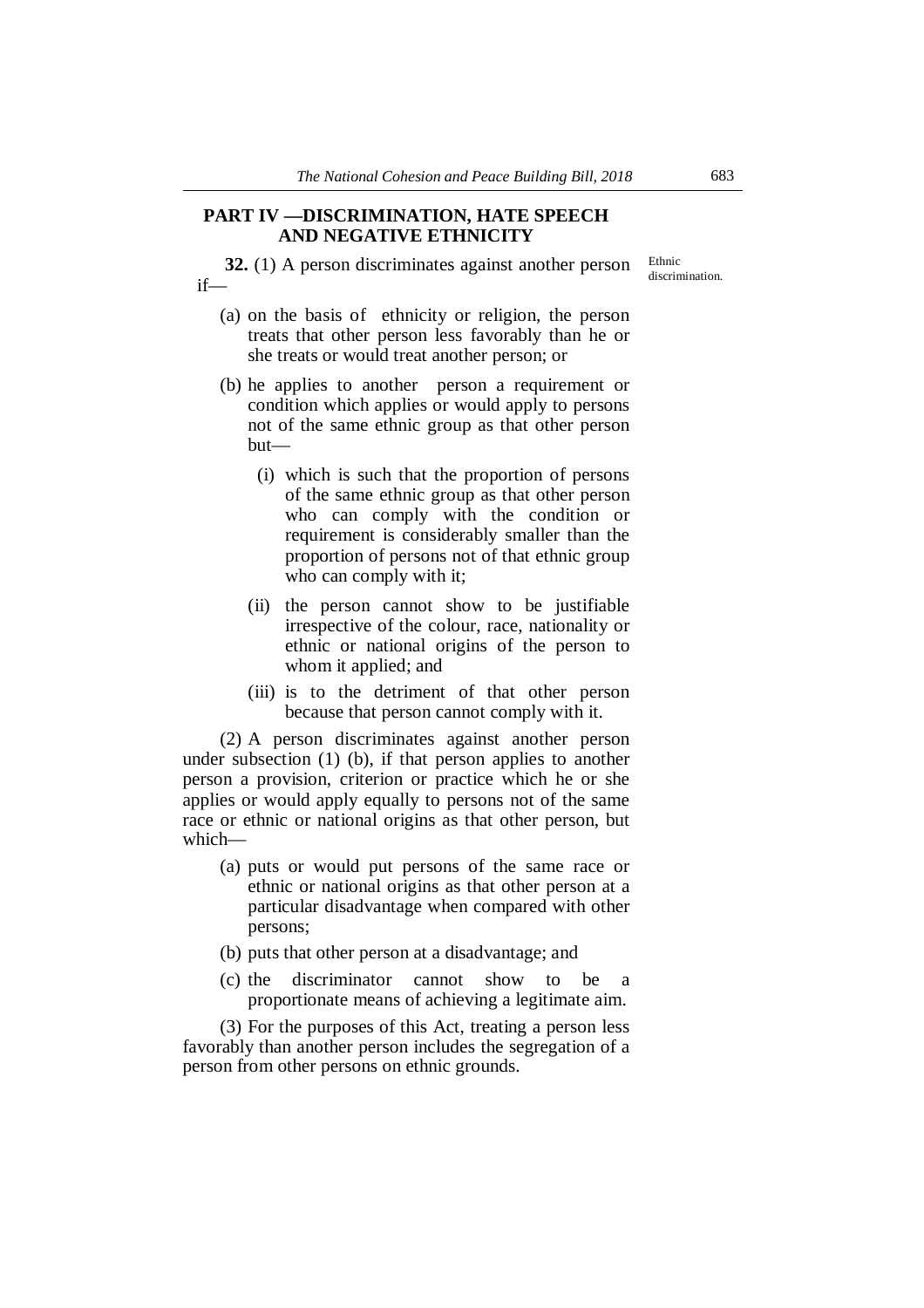## PART IV —DISCRIMINATION, HATE SPEECH AND NEGATIVE ETHNICITY

Ethnic discrimination.

**32.** (1) A person discriminates against another person if—

(a) on the basis of ethnicity or religion, the person treats that other person less favorably than he or she treats or would treat another person; or

(b) he applies to another person a requirement or condition which applies or would apply to persons not of the same ethnic group as that other person but—

(i) which is such that the proportion of persons of the same ethnic group as that other person who can comply with the condition or requirement is considerably smaller than the proportion of persons not of that ethnic group who can comply with it;

(ii) the person cannot show to be justifiable irrespective of the colour, race, nationality or ethnic or national origins of the person to whom it applied; and

(iii) is to the detriment of that other person because that person cannot comply with it.

(2) A person discriminates against another person under subsection (1) (b), if that person applies to another person a provision, criterion or practice which he or she applies or would apply equally to persons not of the same race or ethnic or national origins as that other person, but which—

(a) puts or would put persons of the same race or ethnic or national origins as that other person at a particular disadvantage when compared with other persons;

(b) puts that other person at a disadvantage; and

(c) the discriminator cannot show to be a proportionate means of achieving a legitimate aim.

(3) For the purposes of this Act, treating a person less favorably than another person includes the segregation of a person from other persons on ethnic grounds.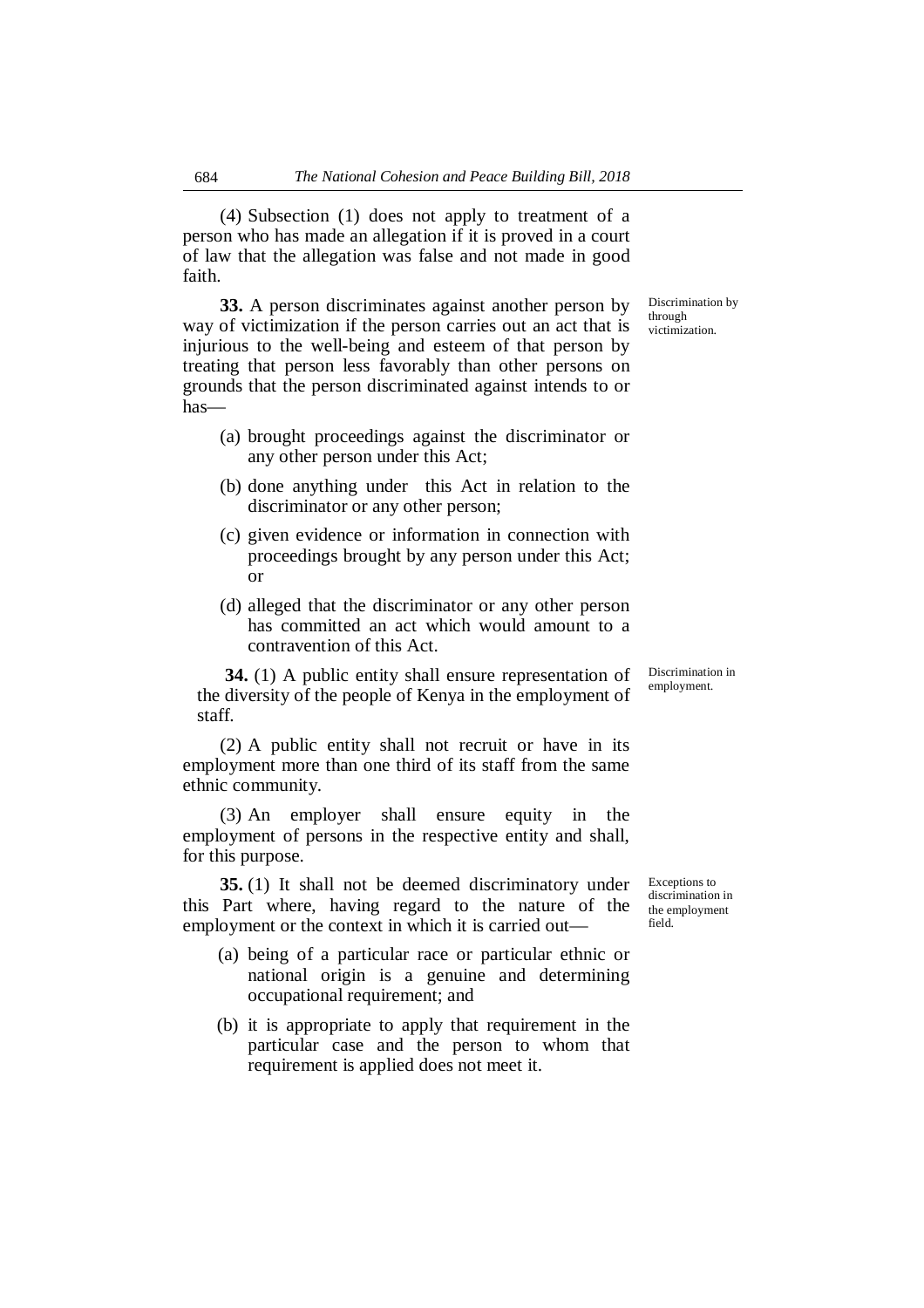(4) Subsection (1) does not apply to treatment of a person who has made an allegation if it is proved in a court of law that the allegation was false and not made in good faith.

Discrimination by through victimization.

**33.** A person discriminates against another person by way of victimization if the person carries out an act that is injurious to the well-being and esteem of that person by treating that person less favorably than other persons on grounds that the person discriminated against intends to or has—

(a) brought proceedings against the discriminator or any other person under this Act;

(b) done anything under this Act in relation to the discriminator or any other person;

(c) given evidence or information in connection with proceedings brought by any person under this Act; or

(d) alleged that the discriminator or any other person has committed an act which would amount to a contravention of this Act.

Discrimination in employment.

**34.** (1) A public entity shall ensure representation of the diversity of the people of Kenya in the employment of staff.

(2) A public entity shall not recruit or have in its employment more than one third of its staff from the same ethnic community.

(3) An employer shall ensure equity in the employment of persons in the respective entity and shall, for this purpose.

Exceptions to discrimination in the employment field.

**35.** (1) It shall not be deemed discriminatory under this Part where, having regard to the nature of the employment or the context in which it is carried out—

(a) being of a particular race or particular ethnic or national origin is a genuine and determining occupational requirement; and

(b) it is appropriate to apply that requirement in the particular case and the person to whom that requirement is applied does not meet it.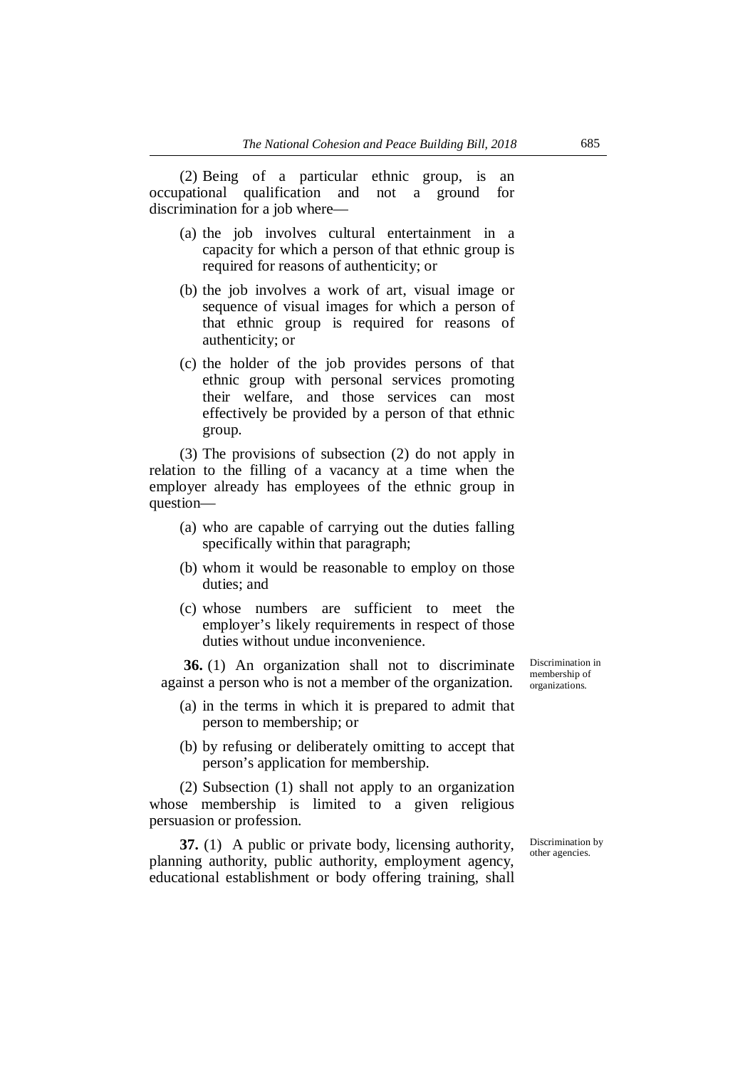(2) Being of a particular ethnic group, is an occupational qualification and not a ground for discrimination for a job where—

(a) the job involves cultural entertainment in a capacity for which a person of that ethnic group is required for reasons of authenticity; or

(b) the job involves a work of art, visual image or sequence of visual images for which a person of that ethnic group is required for reasons of authenticity; or

(c) the holder of the job provides persons of that ethnic group with personal services promoting their welfare, and those services can most effectively be provided by a person of that ethnic group.

(3) The provisions of subsection (2) do not apply in relation to the filling of a vacancy at a time when the employer already has employees of the ethnic group in question—

(a) who are capable of carrying out the duties falling specifically within that paragraph;

(b) whom it would be reasonable to employ on those duties; and

(c) whose numbers are sufficient to meet the employer's likely requirements in respect of those duties without undue inconvenience.

Discrimination in membership of organizations.

**36.** (1) An organization shall not to discriminate against a person who is not a member of the organization.

(a) in the terms in which it is prepared to admit that person to membership; or

(b) by refusing or deliberately omitting to accept that person's application for membership.

(2) Subsection (1) shall not apply to an organization whose membership is limited to a given religious persuasion or profession.

Discrimination by other agencies.

**37.** (1) A public or private body, licensing authority, planning authority, public authority, employment agency, educational establishment or body offering training, shall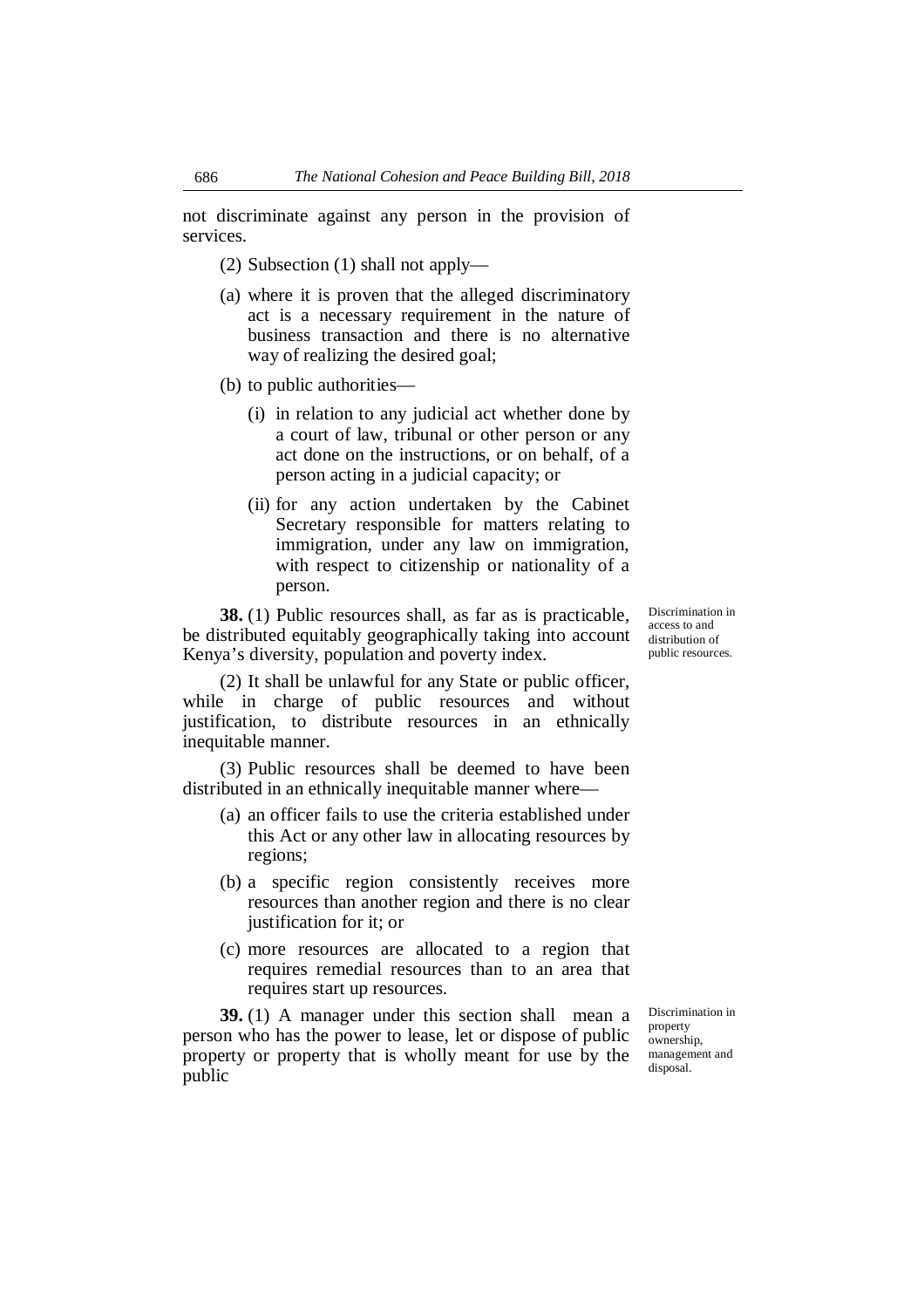not discriminate against any person in the provision of services.

(2) Subsection (1) shall not apply—

(a) where it is proven that the alleged discriminatory act is a necessary requirement in the nature of business transaction and there is no alternative way of realizing the desired goal;

(b) to public authorities—

(i) in relation to any judicial act whether done by a court of law, tribunal or other person or any act done on the instructions, or on behalf, of a person acting in a judicial capacity; or

(ii) for any action undertaken by the Cabinet Secretary responsible for matters relating to immigration, under any law on immigration, with respect to citizenship or nationality of a person.

Discrimination in access to and distribution of public resources.

**38.** (1) Public resources shall, as far as is practicable, be distributed equitably geographically taking into account Kenya's diversity, population and poverty index.

(2) It shall be unlawful for any State or public officer, while in charge of public resources and without justification, to distribute resources in an ethnically inequitable manner.

(3) Public resources shall be deemed to have been distributed in an ethnically inequitable manner where—

(a) an officer fails to use the criteria established under this Act or any other law in allocating resources by regions;

(b) a specific region consistently receives more resources than another region and there is no clear justification for it; or

(c) more resources are allocated to a region that requires remedial resources than to an area that requires start up resources.

Discrimination in property ownership, management and disposal.

**39.** (1) A manager under this section shall mean a person who has the power to lease, let or dispose of public property or property that is wholly meant for use by the public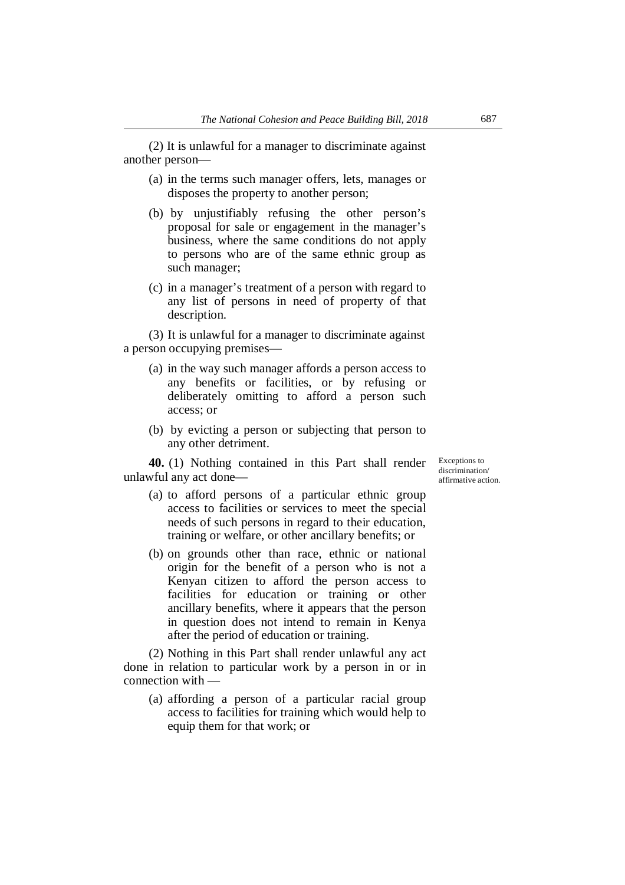(2) It is unlawful for a manager to discriminate against another person—

(a) in the terms such manager offers, lets, manages or disposes the property to another person;

(b) by unjustifiably refusing the other person's proposal for sale or engagement in the manager's business, where the same conditions do not apply to persons who are of the same ethnic group as such manager;

(c) in a manager's treatment of a person with regard to any list of persons in need of property of that description.

(3) It is unlawful for a manager to discriminate against a person occupying premises—

(a) in the way such manager affords a person access to any benefits or facilities, or by refusing or deliberately omitting to afford a person such access; or

(b) by evicting a person or subjecting that person to any other detriment.

Exceptions to discrimination/ affirmative action.

**40.** (1) Nothing contained in this Part shall render unlawful any act done—

(a) to afford persons of a particular ethnic group access to facilities or services to meet the special needs of such persons in regard to their education, training or welfare, or other ancillary benefits; or

(b) on grounds other than race, ethnic or national origin for the benefit of a person who is not a Kenyan citizen to afford the person access to facilities for education or training or other ancillary benefits, where it appears that the person in question does not intend to remain in Kenya after the period of education or training.

(2) Nothing in this Part shall render unlawful any act done in relation to particular work by a person in or in connection with —

(a) affording a person of a particular racial group access to facilities for training which would help to equip them for that work; or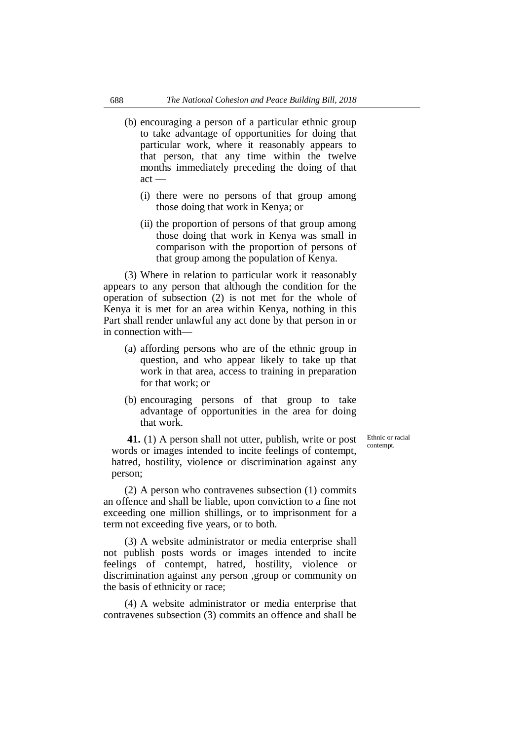(b) encouraging a person of a particular ethnic group to take advantage of opportunities for doing that particular work, where it reasonably appears to that person, that any time within the twelve months immediately preceding the doing of that act —

(i) there were no persons of that group among those doing that work in Kenya; or

(ii) the proportion of persons of that group among those doing that work in Kenya was small in comparison with the proportion of persons of that group among the population of Kenya.

(3) Where in relation to particular work it reasonably appears to any person that although the condition for the operation of subsection (2) is not met for the whole of Kenya it is met for an area within Kenya, nothing in this Part shall render unlawful any act done by that person in or in connection with—

(a) affording persons who are of the ethnic group in question, and who appear likely to take up that work in that area, access to training in preparation for that work; or

(b) encouraging persons of that group to take advantage of opportunities in the area for doing that work.

Ethnic or racial contempt.

**41.** (1) A person shall not utter, publish, write or post words or images intended to incite feelings of contempt, hatred, hostility, violence or discrimination against any person;

(2) A person who contravenes subsection (1) commits an offence and shall be liable, upon conviction to a fine not exceeding one million shillings, or to imprisonment for a term not exceeding five years, or to both.

(3) A website administrator or media enterprise shall not publish posts words or images intended to incite feelings of contempt, hatred, hostility, violence or discrimination against any person ,group or community on the basis of ethnicity or race;

(4) A website administrator or media enterprise that contravenes subsection (3) commits an offence and shall be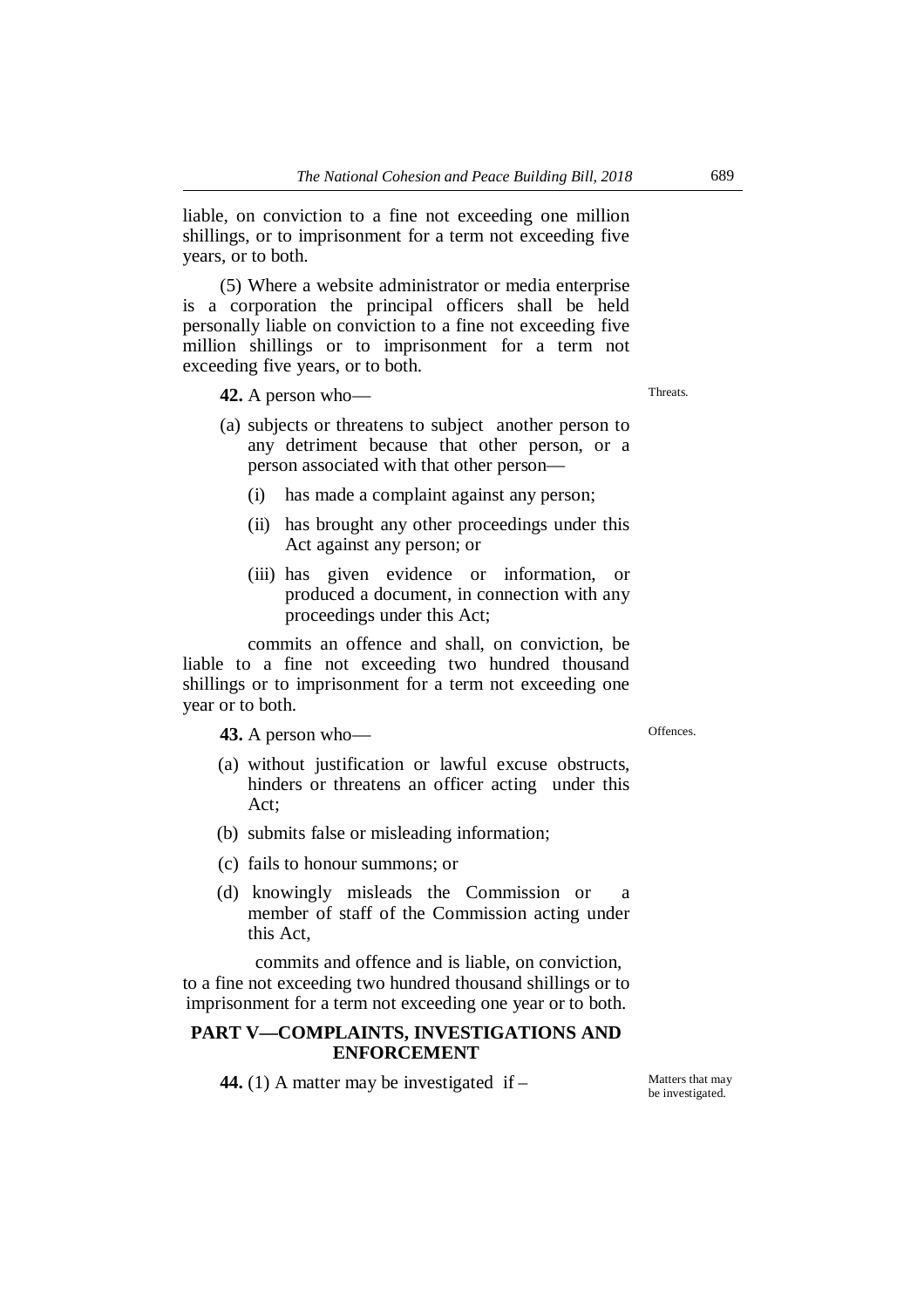liable, on conviction to a fine not exceeding one million shillings, or to imprisonment for a term not exceeding five years, or to both.

(5) Where a website administrator or media enterprise is a corporation the principal officers shall be held personally liable on conviction to a fine not exceeding five million shillings or to imprisonment for a term not exceeding five years, or to both.

Threats.

**42.** A person who—

(a) subjects or threatens to subject another person to any detriment because that other person, or a person associated with that other person—

(i) has made a complaint against any person;

(ii) has brought any other proceedings under this Act against any person; or

(iii) has given evidence or information, or produced a document, in connection with any proceedings under this Act;

commits an offence and shall, on conviction, be liable to a fine not exceeding two hundred thousand shillings or to imprisonment for a term not exceeding one year or to both.

Offences.

**43.** A person who—

(a) without justification or lawful excuse obstructs, hinders or threatens an officer acting under this Act;

(b) submits false or misleading information;

(c) fails to honour summons; or

(d) knowingly misleads the Commission or a member of staff of the Commission acting under this Act,

commits and offence and is liable, on conviction, to a fine not exceeding two hundred thousand shillings or to imprisonment for a term not exceeding one year or to both.

## PART V—COMPLAINTS, INVESTIGATIONS AND ENFORCEMENT

Matters that may be investigated.

**44.** (1) A matter may be investigated if –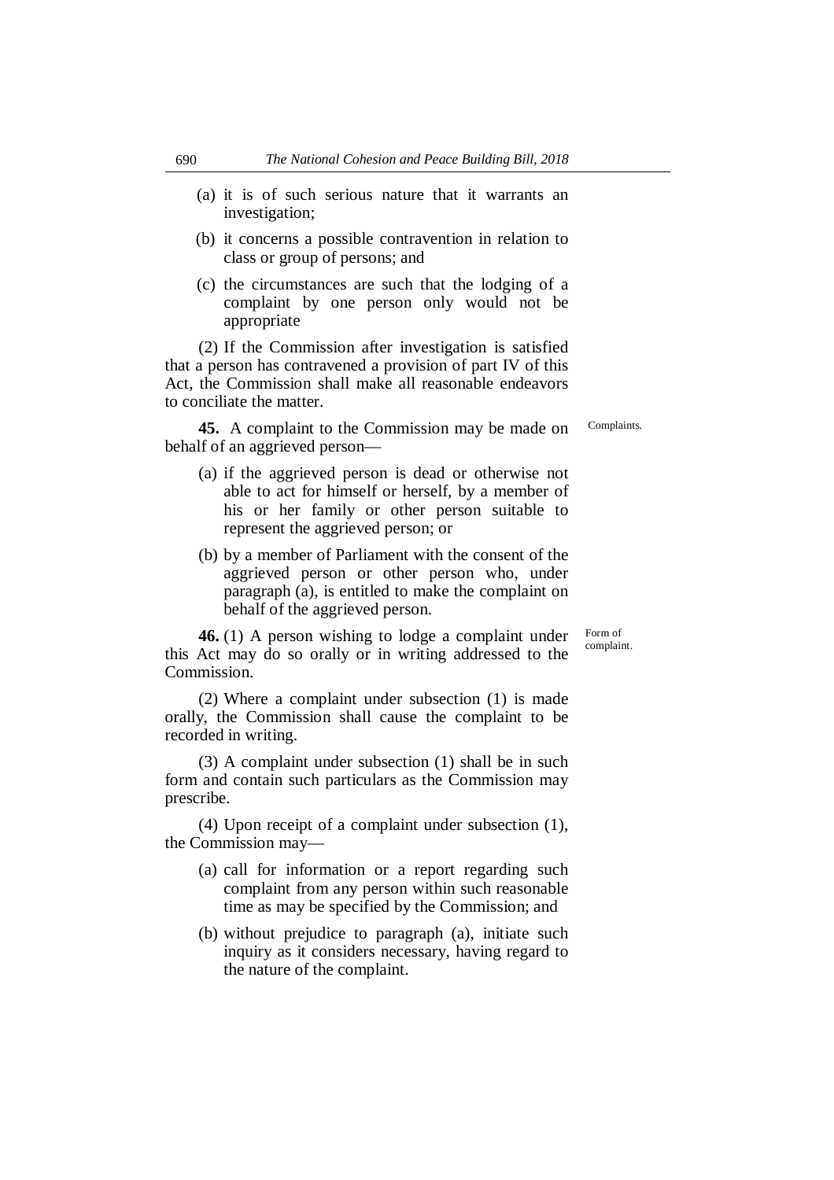(a) it is of such serious nature that it warrants an investigation;

(b) it concerns a possible contravention in relation to class or group of persons; and

(c) the circumstances are such that the lodging of a complaint by one person only would not be appropriate

(2) If the Commission after investigation is satisfied that a person has contravened a provision of part IV of this Act, the Commission shall make all reasonable endeavors to conciliate the matter.

Complaints.

**45.** A complaint to the Commission may be made on behalf of an aggrieved person—

(a) if the aggrieved person is dead or otherwise not able to act for himself or herself, by a member of his or her family or other person suitable to represent the aggrieved person; or

(b) by a member of Parliament with the consent of the aggrieved person or other person who, under paragraph (a), is entitled to make the complaint on behalf of the aggrieved person.

Form of complaint.

**46.** (1) A person wishing to lodge a complaint under this Act may do so orally or in writing addressed to the Commission.

(2) Where a complaint under subsection (1) is made orally, the Commission shall cause the complaint to be recorded in writing.

(3) A complaint under subsection (1) shall be in such form and contain such particulars as the Commission may prescribe.

(4) Upon receipt of a complaint under subsection (1), the Commission may—

(a) call for information or a report regarding such complaint from any person within such reasonable time as may be specified by the Commission; and

(b) without prejudice to paragraph (a), initiate such inquiry as it considers necessary, having regard to the nature of the complaint.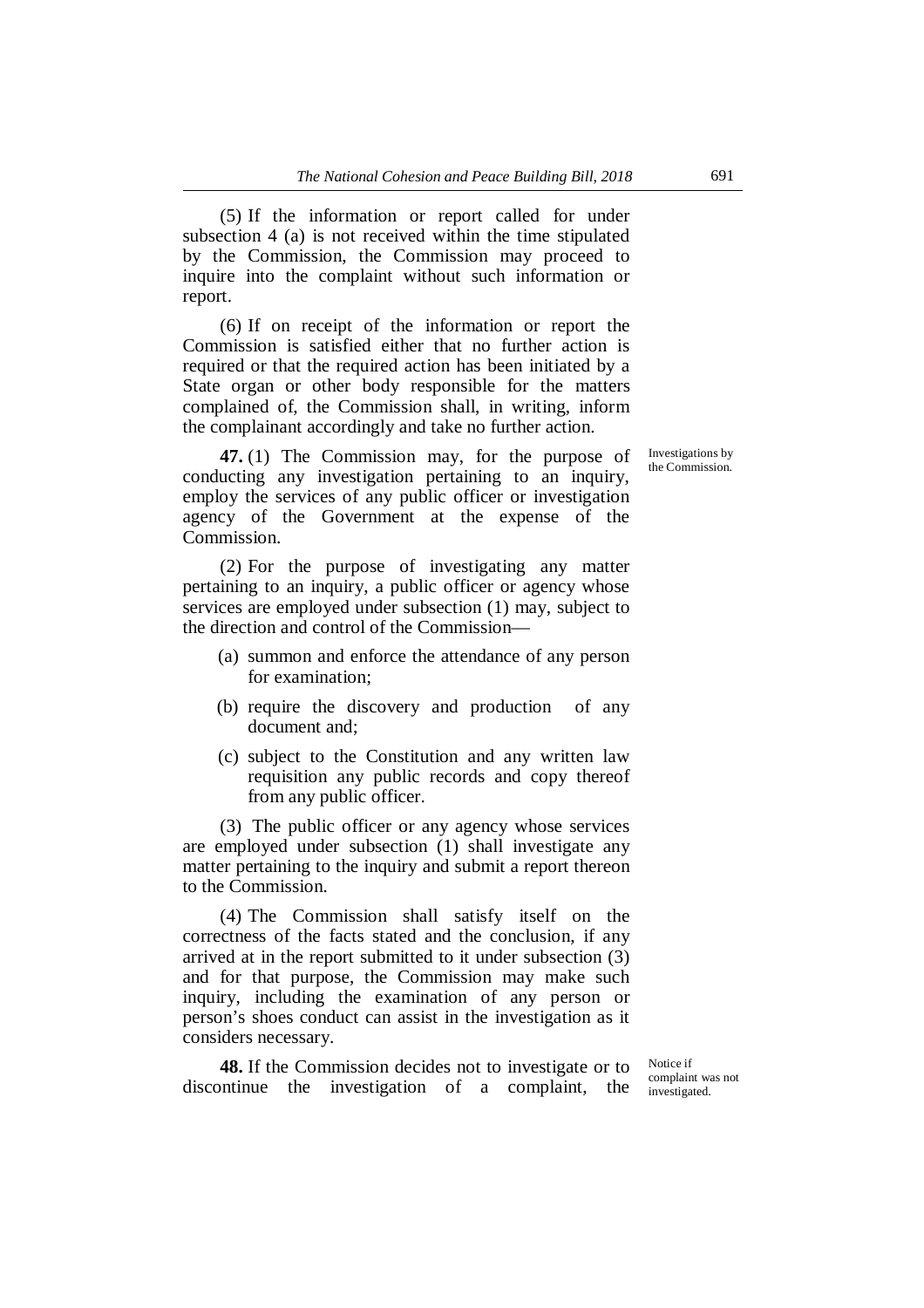(5) If the information or report called for under subsection 4 (a) is not received within the time stipulated by the Commission, the Commission may proceed to inquire into the complaint without such information or report.

(6) If on receipt of the information or report the Commission is satisfied either that no further action is required or that the required action has been initiated by a State organ or other body responsible for the matters complained of, the Commission shall, in writing, inform the complainant accordingly and take no further action.

Investigations by the Commission.

**47.** (1) The Commission may, for the purpose of conducting any investigation pertaining to an inquiry, employ the services of any public officer or investigation agency of the Government at the expense of the Commission.

(2) For the purpose of investigating any matter pertaining to an inquiry, a public officer or agency whose services are employed under subsection (1) may, subject to the direction and control of the Commission—

- (a) summon and enforce the attendance of any person for examination;
- (b) require the discovery and production of any document and;
- (c) subject to the Constitution and any written law requisition any public records and copy thereof from any public officer.

(3) The public officer or any agency whose services are employed under subsection (1) shall investigate any matter pertaining to the inquiry and submit a report thereon to the Commission.

(4) The Commission shall satisfy itself on the correctness of the facts stated and the conclusion, if any arrived at in the report submitted to it under subsection (3) and for that purpose, the Commission may make such inquiry, including the examination of any person or person's shoes conduct can assist in the investigation as it considers necessary.

Notice if complaint was not investigated.

**48.** If the Commission decides not to investigate or to discontinue the investigation of a complaint, the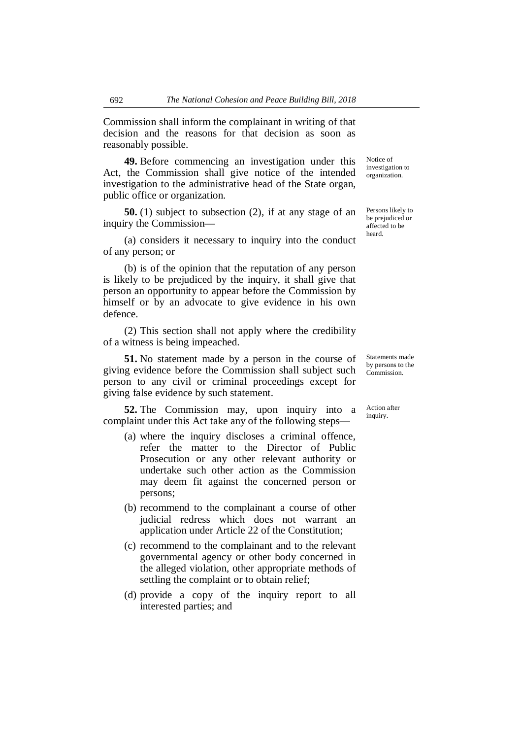Commission shall inform the complainant in writing of that decision and the reasons for that decision as soon as reasonably possible.

*Notice of investigation to organization.*

**49.** Before commencing an investigation under this Act, the Commission shall give notice of the intended investigation to the administrative head of the State organ, public office or organization.

*Persons likely to be prejudiced or affected to be heard.*

**50.** (1) subject to subsection (2), if at any stage of an inquiry the Commission—

(a) considers it necessary to inquiry into the conduct of any person; or

(b) is of the opinion that the reputation of any person is likely to be prejudiced by the inquiry, it shall give that person an opportunity to appear before the Commission by himself or by an advocate to give evidence in his own defence.

(2) This section shall not apply where the credibility of a witness is being impeached.

*Statements made by persons to the Commission.*

**51.** No statement made by a person in the course of giving evidence before the Commission shall subject such person to any civil or criminal proceedings except for giving false evidence by such statement.

*Action after inquiry.*

**52.** The Commission may, upon inquiry into a complaint under this Act take any of the following steps—

- (a) where the inquiry discloses a criminal offence, refer the matter to the Director of Public Prosecution or any other relevant authority or undertake such other action as the Commission may deem fit against the concerned person or persons;
- (b) recommend to the complainant a course of other judicial redress which does not warrant an application under Article 22 of the Constitution;
- (c) recommend to the complainant and to the relevant governmental agency or other body concerned in the alleged violation, other appropriate methods of settling the complaint or to obtain relief;
- (d) provide a copy of the inquiry report to all interested parties; and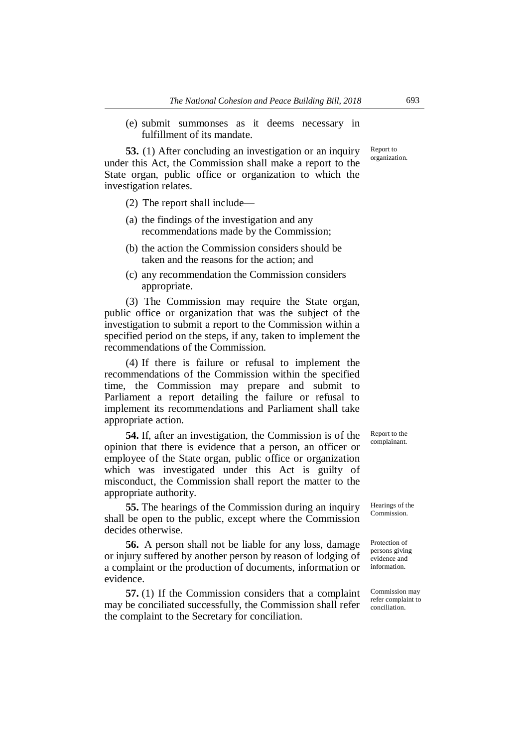(e) submit summonses as it deems necessary in fulfillment of its mandate.

**53.** (1) After concluding an investigation or an inquiry under this Act, the Commission shall make a report to the State organ, public office or organization to which the investigation relates.

Report to organization.

(2) The report shall include—

(a) the findings of the investigation and any recommendations made by the Commission;

(b) the action the Commission considers should be taken and the reasons for the action; and

(c) any recommendation the Commission considers appropriate.

(3) The Commission may require the State organ, public office or organization that was the subject of the investigation to submit a report to the Commission within a specified period on the steps, if any, taken to implement the recommendations of the Commission.

(4) If there is failure or refusal to implement the recommendations of the Commission within the specified time, the Commission may prepare and submit to Parliament a report detailing the failure or refusal to implement its recommendations and Parliament shall take appropriate action.

**54.** If, after an investigation, the Commission is of the opinion that there is evidence that a person, an officer or employee of the State organ, public office or organization which was investigated under this Act is guilty of misconduct, the Commission shall report the matter to the appropriate authority.

Report to the complainant.

**55.** The hearings of the Commission during an inquiry shall be open to the public, except where the Commission decides otherwise.

Hearings of the Commission.

**56.** A person shall not be liable for any loss, damage or injury suffered by another person by reason of lodging of a complaint or the production of documents, information or evidence.

Protection of persons giving evidence and information.

**57.** (1) If the Commission considers that a complaint may be conciliated successfully, the Commission shall refer the complaint to the Secretary for conciliation.

Commission may refer complaint to conciliation.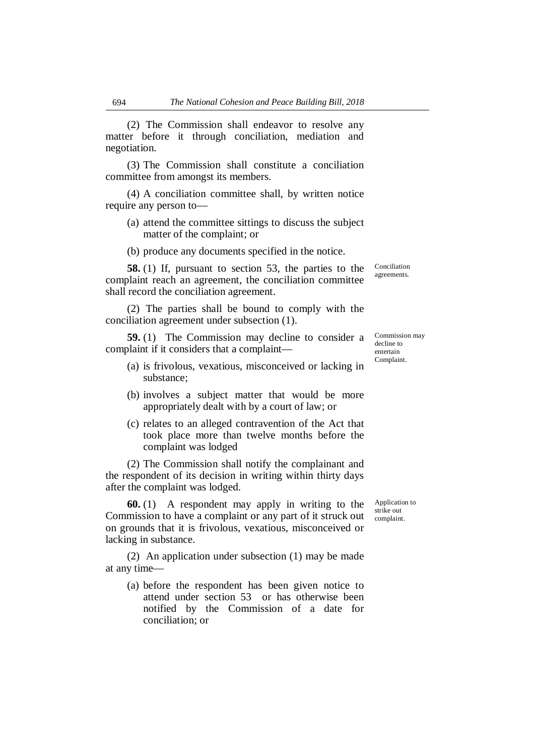(2) The Commission shall endeavor to resolve any matter before it through conciliation, mediation and negotiation.

(3) The Commission shall constitute a conciliation committee from amongst its members.

(4) A conciliation committee shall, by written notice require any person to—

(a) attend the committee sittings to discuss the subject matter of the complaint; or

(b) produce any documents specified in the notice.

Conciliation agreements.

**58.** (1) If, pursuant to section 53, the parties to the complaint reach an agreement, the conciliation committee shall record the conciliation agreement.

(2) The parties shall be bound to comply with the conciliation agreement under subsection (1).

Commission may decline to entertain Complaint.

**59.** (1) The Commission may decline to consider a complaint if it considers that a complaint—

(a) is frivolous, vexatious, misconceived or lacking in substance;

(b) involves a subject matter that would be more appropriately dealt with by a court of law; or

(c) relates to an alleged contravention of the Act that took place more than twelve months before the complaint was lodged

(2) The Commission shall notify the complainant and the respondent of its decision in writing within thirty days after the complaint was lodged.

Application to strike out complaint.

**60.** (1) A respondent may apply in writing to the Commission to have a complaint or any part of it struck out on grounds that it is frivolous, vexatious, misconceived or lacking in substance.

(2) An application under subsection (1) may be made at any time—

(a) before the respondent has been given notice to attend under section 53 or has otherwise been notified by the Commission of a date for conciliation; or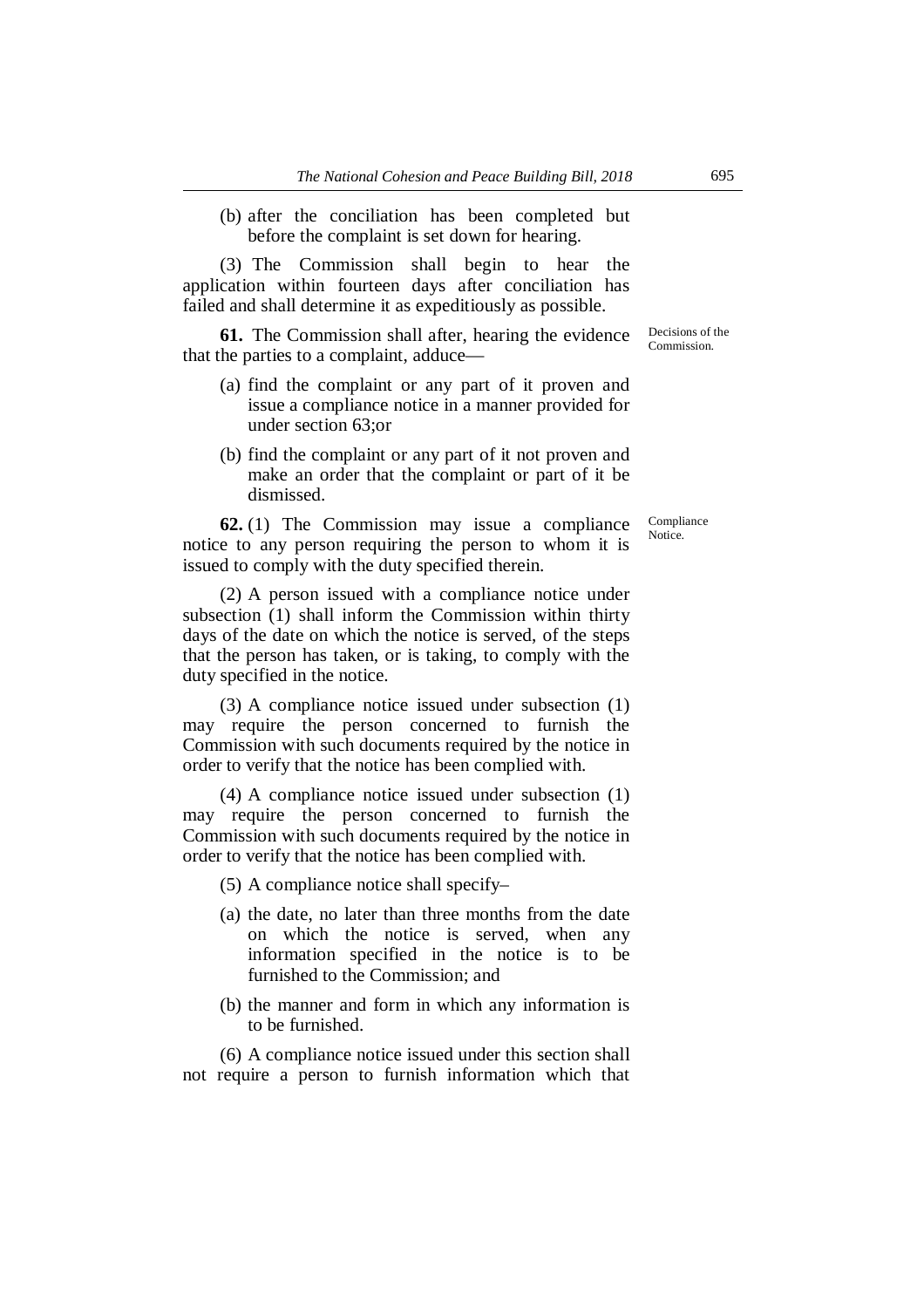(b) after the conciliation has been completed but before the complaint is set down for hearing.

(3) The Commission shall begin to hear the application within fourteen days after conciliation has failed and shall determine it as expeditiously as possible.

Decisions of the Commission.

**61.** The Commission shall after, hearing the evidence that the parties to a complaint, adduce—

(a) find the complaint or any part of it proven and issue a compliance notice in a manner provided for under section 63;or

(b) find the complaint or any part of it not proven and make an order that the complaint or part of it be dismissed.

Compliance Notice.

**62.** (1) The Commission may issue a compliance notice to any person requiring the person to whom it is issued to comply with the duty specified therein.

(2) A person issued with a compliance notice under subsection (1) shall inform the Commission within thirty days of the date on which the notice is served, of the steps that the person has taken, or is taking, to comply with the duty specified in the notice.

(3) A compliance notice issued under subsection (1) may require the person concerned to furnish the Commission with such documents required by the notice in order to verify that the notice has been complied with.

(4) A compliance notice issued under subsection (1) may require the person concerned to furnish the Commission with such documents required by the notice in order to verify that the notice has been complied with.

(5) A compliance notice shall specify–

(a) the date, no later than three months from the date on which the notice is served, when any information specified in the notice is to be furnished to the Commission; and

(b) the manner and form in which any information is to be furnished.

(6) A compliance notice issued under this section shall not require a person to furnish information which that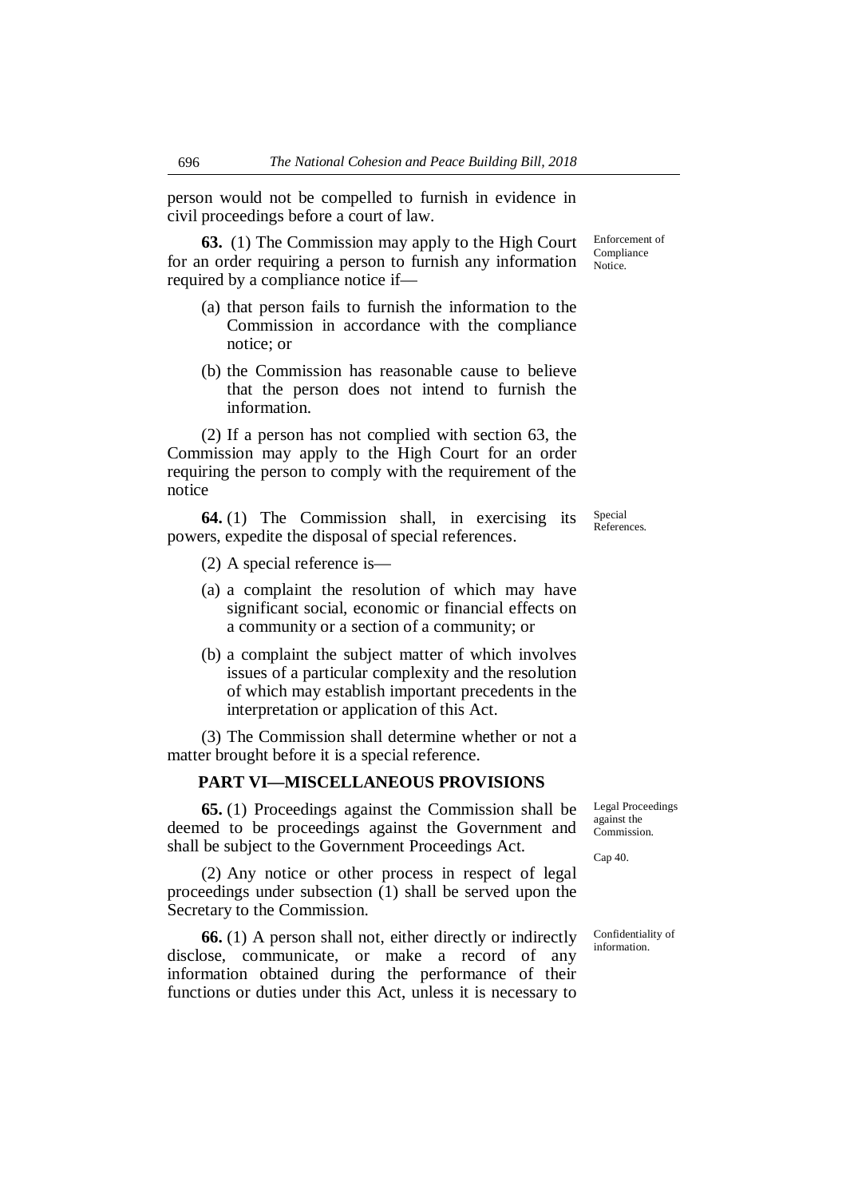person would not be compelled to furnish in evidence in civil proceedings before a court of law.

Enforcement of Compliance Notice.

**63.** (1) The Commission may apply to the High Court for an order requiring a person to furnish any information required by a compliance notice if—

(a) that person fails to furnish the information to the Commission in accordance with the compliance notice; or

(b) the Commission has reasonable cause to believe that the person does not intend to furnish the information.

(2) If a person has not complied with section 63, the Commission may apply to the High Court for an order requiring the person to comply with the requirement of the notice

Special References.

**64.** (1) The Commission shall, in exercising its powers, expedite the disposal of special references.

(2) A special reference is—

(a) a complaint the resolution of which may have significant social, economic or financial effects on a community or a section of a community; or

(b) a complaint the subject matter of which involves issues of a particular complexity and the resolution of which may establish important precedents in the interpretation or application of this Act.

(3) The Commission shall determine whether or not a matter brought before it is a special reference.

## PART VI—MISCELLANEOUS PROVISIONS

Legal Proceedings against the Commission.

**65.** (1) Proceedings against the Commission shall be deemed to be proceedings against the Government and shall be subject to the Government Proceedings Act.

Cap 40.

(2) Any notice or other process in respect of legal proceedings under subsection (1) shall be served upon the Secretary to the Commission.

Confidentiality of information.

**66.** (1) A person shall not, either directly or indirectly disclose, communicate, or make a record of any information obtained during the performance of their functions or duties under this Act, unless it is necessary to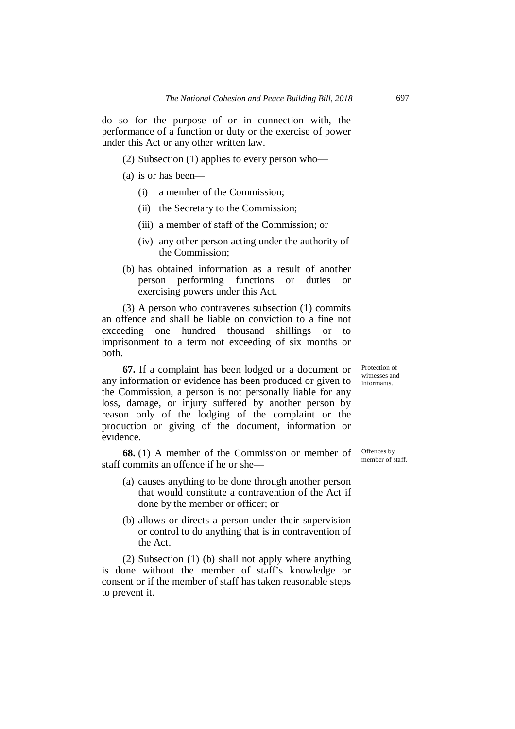do so for the purpose of or in connection with, the performance of a function or duty or the exercise of power under this Act or any other written law.

(2) Subsection (1) applies to every person who—

(a) is or has been—

(i) a member of the Commission;

(ii) the Secretary to the Commission;

(iii) a member of staff of the Commission; or

(iv) any other person acting under the authority of the Commission;

(b) has obtained information as a result of another person performing functions or duties or exercising powers under this Act.

(3) A person who contravenes subsection (1) commits an offence and shall be liable on conviction to a fine not exceeding one hundred thousand shillings or to imprisonment to a term not exceeding of six months or both.

*Protection of witnesses and informants.*

**67.** If a complaint has been lodged or a document or any information or evidence has been produced or given to the Commission, a person is not personally liable for any loss, damage, or injury suffered by another person by reason only of the lodging of the complaint or the production or giving of the document, information or evidence.

*Offences by member of staff.*

**68.** (1) A member of the Commission or member of staff commits an offence if he or she—

(a) causes anything to be done through another person that would constitute a contravention of the Act if done by the member or officer; or

(b) allows or directs a person under their supervision or control to do anything that is in contravention of the Act.

(2) Subsection (1) (b) shall not apply where anything is done without the member of staff's knowledge or consent or if the member of staff has taken reasonable steps to prevent it.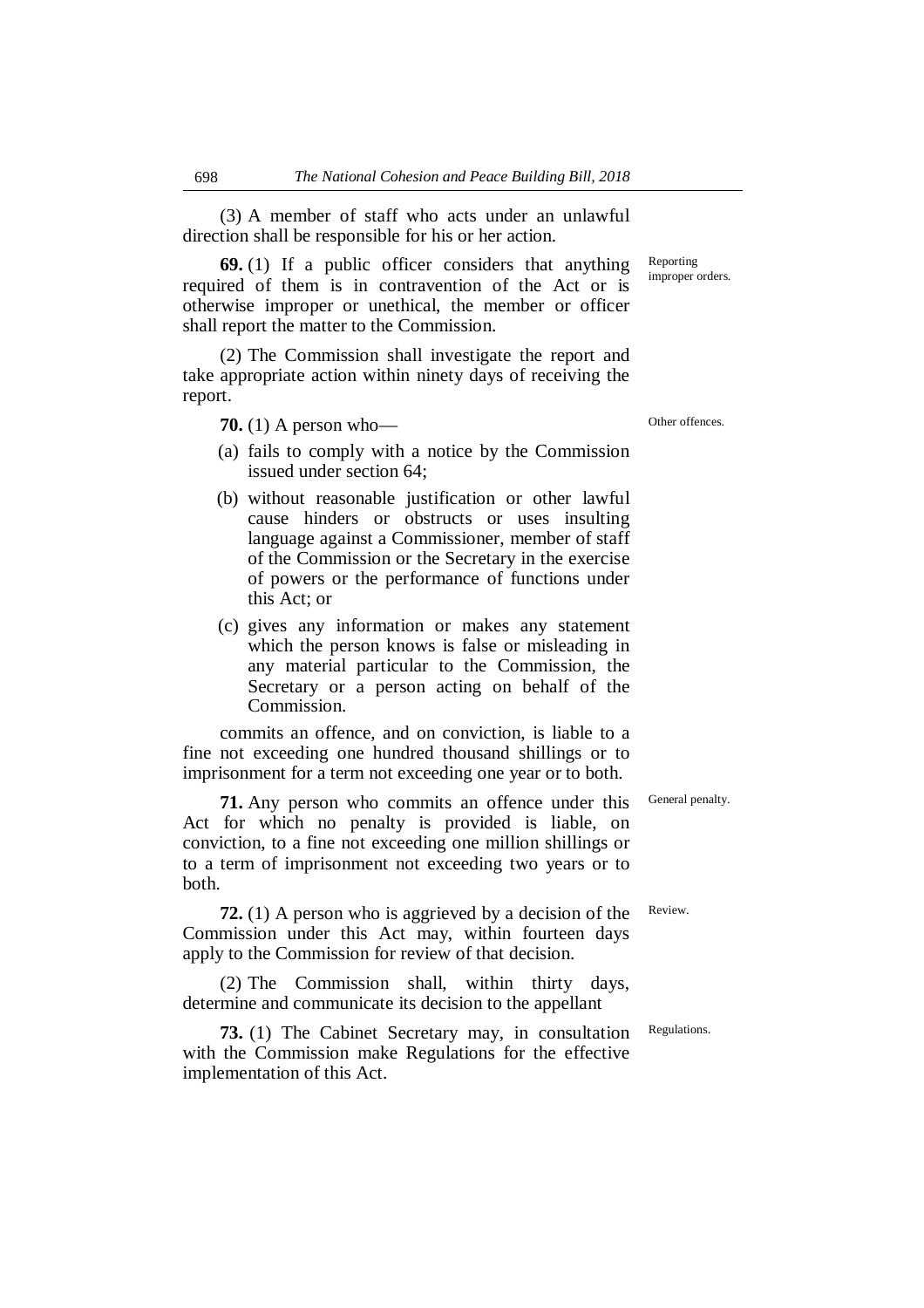(3) A member of staff who acts under an unlawful direction shall be responsible for his or her action.

Reporting improper orders.

**69.** (1) If a public officer considers that anything required of them is in contravention of the Act or is otherwise improper or unethical, the member or officer shall report the matter to the Commission.

(2) The Commission shall investigate the report and take appropriate action within ninety days of receiving the report.

Other offences.

**70.** (1) A person who—

(a) fails to comply with a notice by the Commission issued under section 64;

(b) without reasonable justification or other lawful cause hinders or obstructs or uses insulting language against a Commissioner, member of staff of the Commission or the Secretary in the exercise of powers or the performance of functions under this Act; or

(c) gives any information or makes any statement which the person knows is false or misleading in any material particular to the Commission, the Secretary or a person acting on behalf of the Commission.

commits an offence, and on conviction, is liable to a fine not exceeding one hundred thousand shillings or to imprisonment for a term not exceeding one year or to both.

General penalty.

**71.** Any person who commits an offence under this Act for which no penalty is provided is liable, on conviction, to a fine not exceeding one million shillings or to a term of imprisonment not exceeding two years or to both.

Review.

**72.** (1) A person who is aggrieved by a decision of the Commission under this Act may, within fourteen days apply to the Commission for review of that decision.

(2) The Commission shall, within thirty days, determine and communicate its decision to the appellant

Regulations.

**73.** (1) The Cabinet Secretary may, in consultation with the Commission make Regulations for the effective implementation of this Act.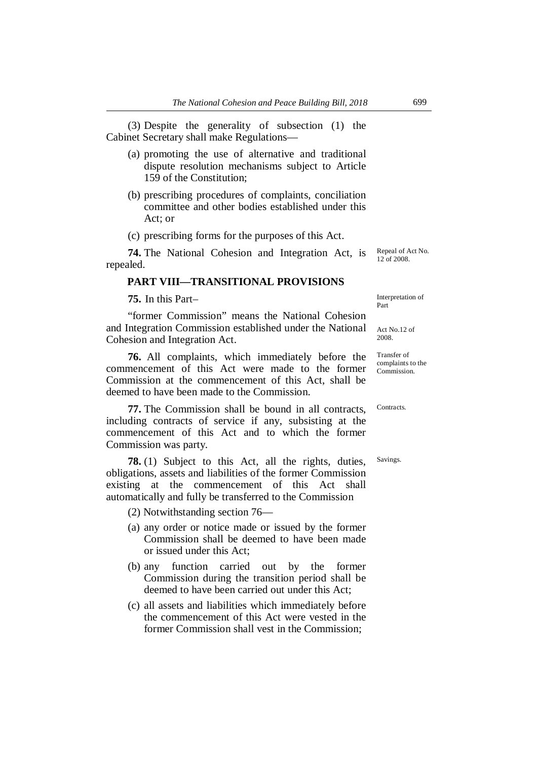(3) Despite the generality of subsection (1) the Cabinet Secretary shall make Regulations—

(a) promoting the use of alternative and traditional dispute resolution mechanisms subject to Article 159 of the Constitution;

(b) prescribing procedures of complaints, conciliation committee and other bodies established under this Act; or

(c) prescribing forms for the purposes of this Act.

Repeal of Act No. 12 of 2008.

**74.** The National Cohesion and Integration Act, is repealed.

## PART VIII—TRANSITIONAL PROVISIONS

Interpretation of Part

**75.** In this Part–

Act No.12 of 2008.

"former Commission" means the National Cohesion and Integration Commission established under the National Cohesion and Integration Act.

Transfer of complaints to the Commission.

**76.** All complaints, which immediately before the commencement of this Act were made to the former Commission at the commencement of this Act, shall be deemed to have been made to the Commission.

Contracts.

**77.** The Commission shall be bound in all contracts, including contracts of service if any, subsisting at the commencement of this Act and to which the former Commission was party.

Savings.

**78.** (1) Subject to this Act, all the rights, duties, obligations, assets and liabilities of the former Commission existing at the commencement of this Act shall automatically and fully be transferred to the Commission

(2) Notwithstanding section 76—

(a) any order or notice made or issued by the former Commission shall be deemed to have been made or issued under this Act;

(b) any function carried out by the former Commission during the transition period shall be deemed to have been carried out under this Act;

(c) all assets and liabilities which immediately before the commencement of this Act were vested in the former Commission shall vest in the Commission;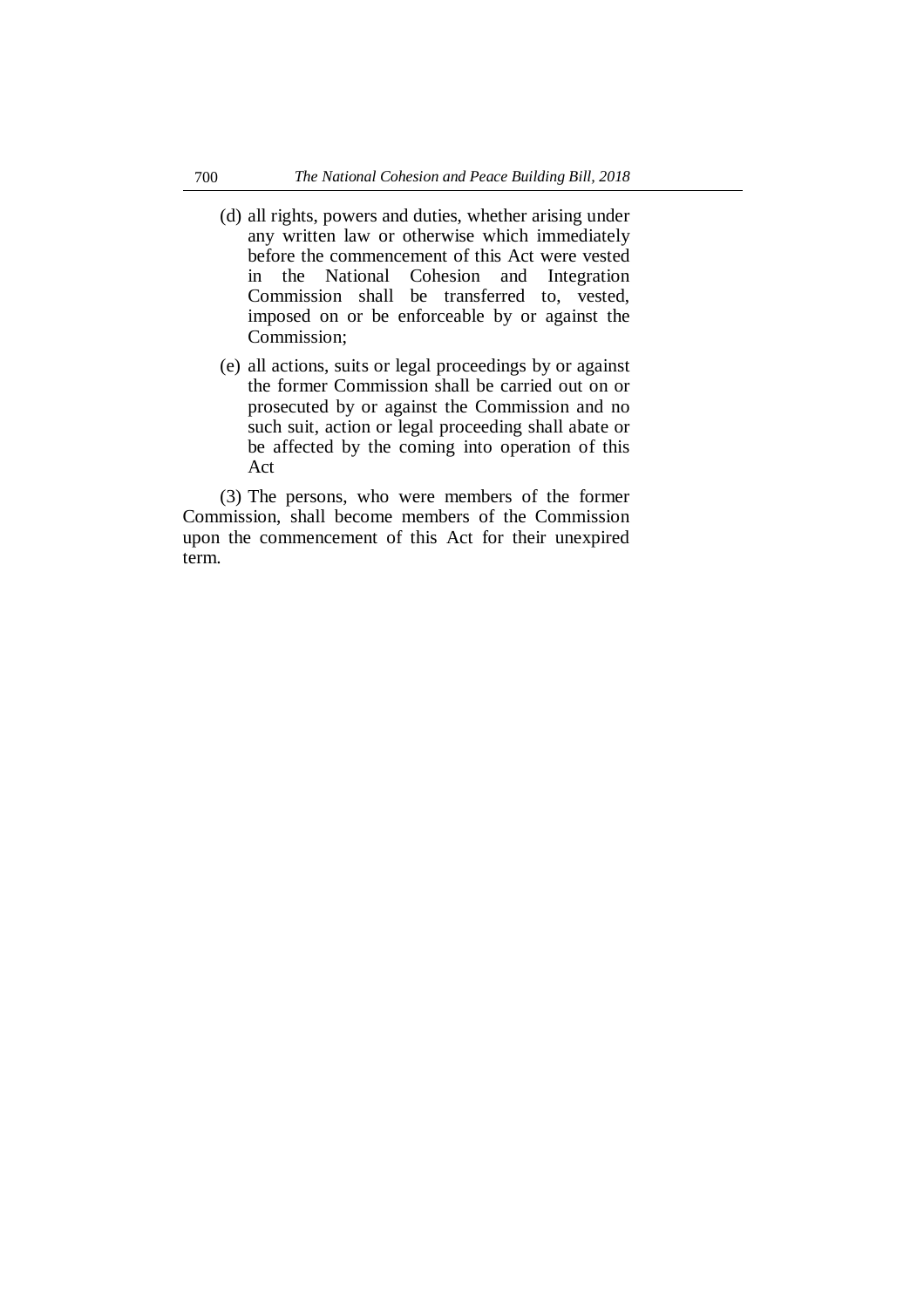(d) all rights, powers and duties, whether arising under any written law or otherwise which immediately before the commencement of this Act were vested in the National Cohesion and Integration Commission shall be transferred to, vested, imposed on or be enforceable by or against the Commission;

(e) all actions, suits or legal proceedings by or against the former Commission shall be carried out on or prosecuted by or against the Commission and no such suit, action or legal proceeding shall abate or be affected by the coming into operation of this Act

(3) The persons, who were members of the former Commission, shall become members of the Commission upon the commencement of this Act for their unexpired term.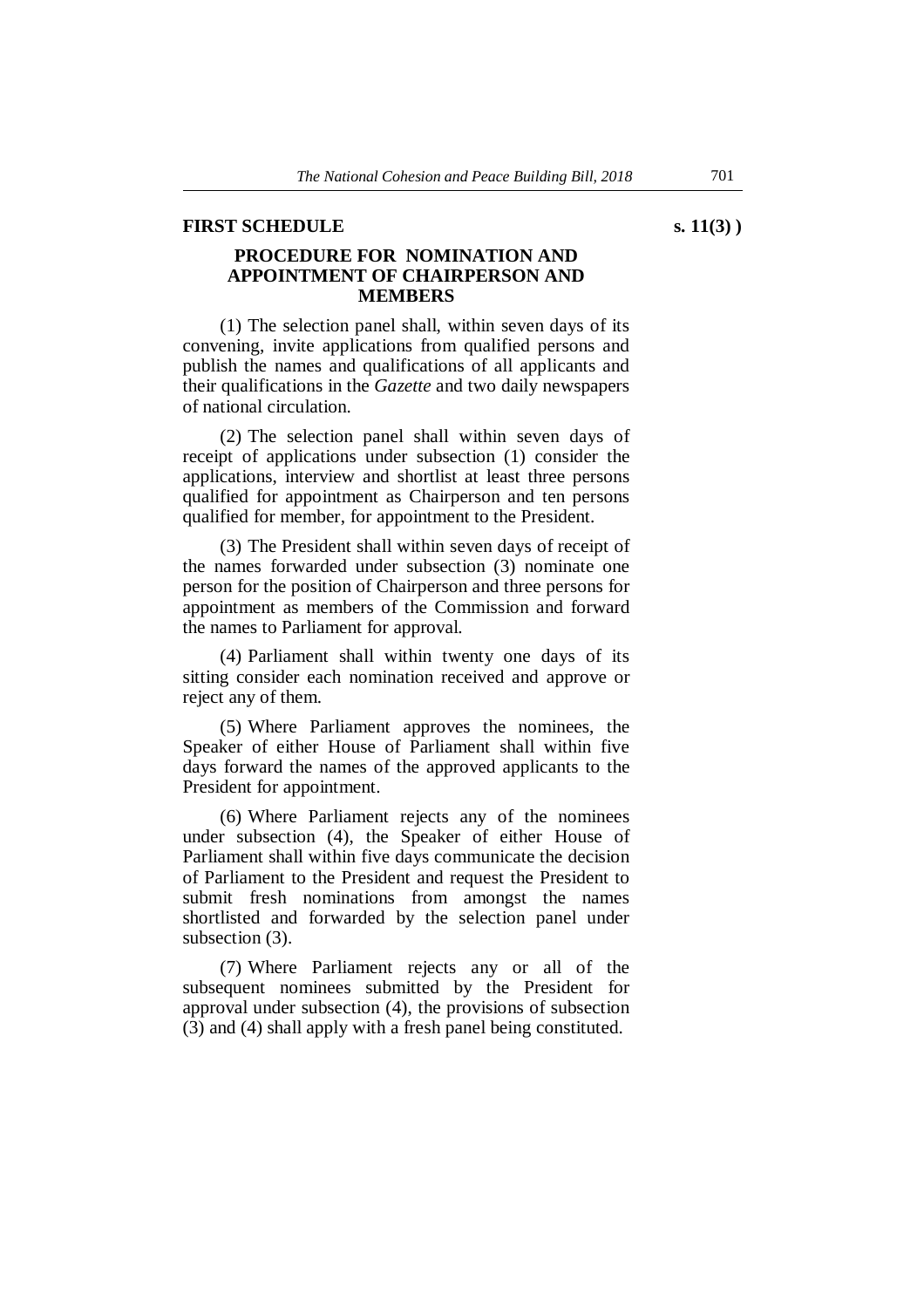**FIRST SCHEDULE** **s. 11(3) )**

## PROCEDURE FOR NOMINATION AND APPOINTMENT OF CHAIRPERSON AND MEMBERS

(1) The selection panel shall, within seven days of its convening, invite applications from qualified persons and publish the names and qualifications of all applicants and their qualifications in the *Gazette* and two daily newspapers of national circulation.

(2) The selection panel shall within seven days of receipt of applications under subsection (1) consider the applications, interview and shortlist at least three persons qualified for appointment as Chairperson and ten persons qualified for member, for appointment to the President.

(3) The President shall within seven days of receipt of the names forwarded under subsection (3) nominate one person for the position of Chairperson and three persons for appointment as members of the Commission and forward the names to Parliament for approval.

(4) Parliament shall within twenty one days of its sitting consider each nomination received and approve or reject any of them.

(5) Where Parliament approves the nominees, the Speaker of either House of Parliament shall within five days forward the names of the approved applicants to the President for appointment.

(6) Where Parliament rejects any of the nominees under subsection (4), the Speaker of either House of Parliament shall within five days communicate the decision of Parliament to the President and request the President to submit fresh nominations from amongst the names shortlisted and forwarded by the selection panel under subsection (3).

(7) Where Parliament rejects any or all of the subsequent nominees submitted by the President for approval under subsection (4), the provisions of subsection (3) and (4) shall apply with a fresh panel being constituted.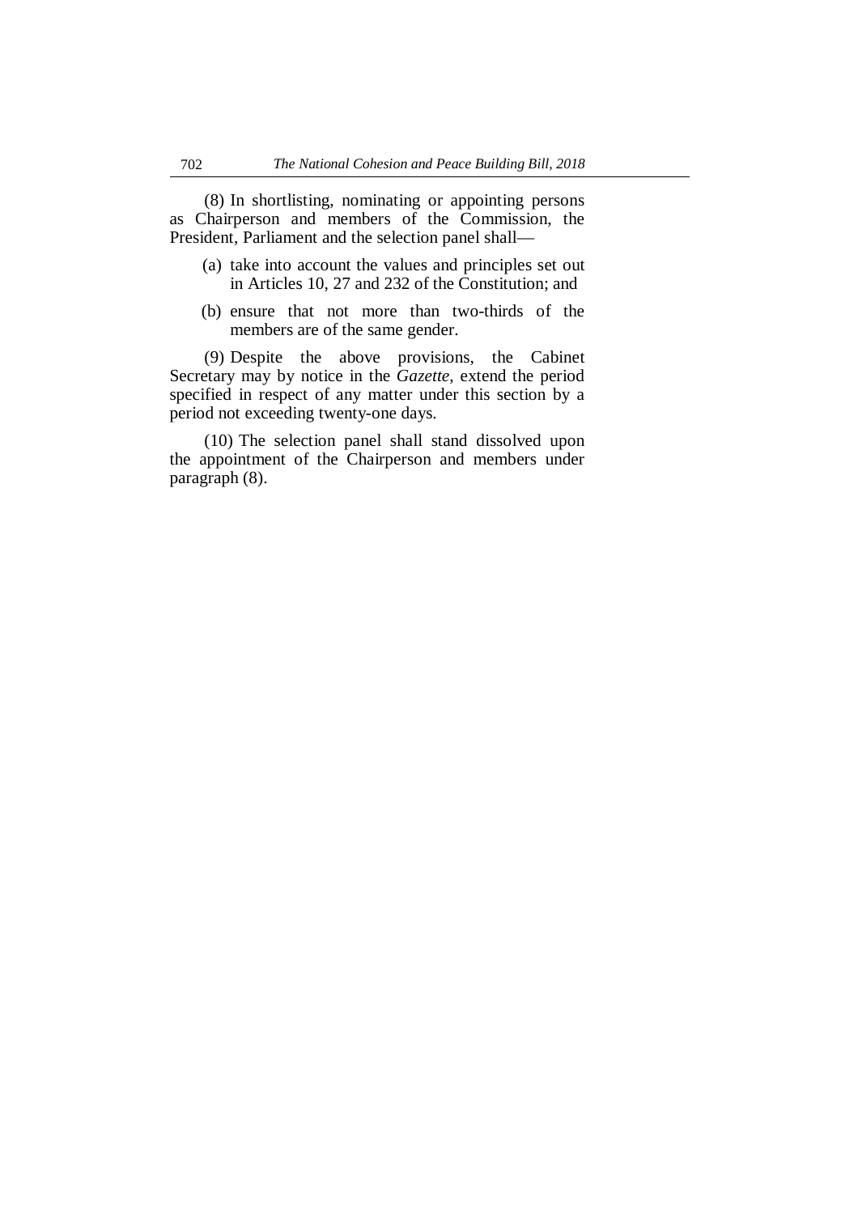(8) In shortlisting, nominating or appointing persons as Chairperson and members of the Commission, the President, Parliament and the selection panel shall—

(a) take into account the values and principles set out in Articles 10, 27 and 232 of the Constitution; and

(b) ensure that not more than two-thirds of the members are of the same gender.

(9) Despite the above provisions, the Cabinet Secretary may by notice in the *Gazette*, extend the period specified in respect of any matter under this section by a period not exceeding twenty-one days.

(10) The selection panel shall stand dissolved upon the appointment of the Chairperson and members under paragraph (8).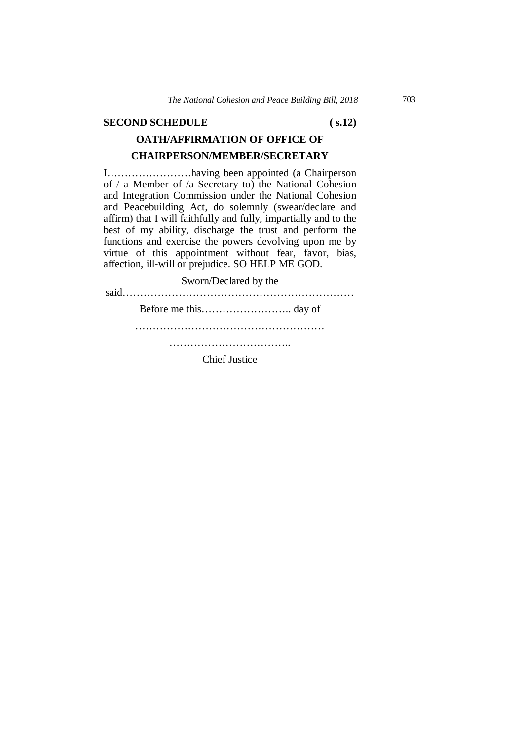**SECOND SCHEDULE** **( s.12)**

**OATH/AFFIRMATION OF OFFICE OF CHAIRPERSON/MEMBER/SECRETARY**

I……………………having been appointed (a Chairperson of / a Member of /a Secretary to) the National Cohesion and Integration Commission under the National Cohesion and Peacebuilding Act, do solemnly (swear/declare and affirm) that I will faithfully and fully, impartially and to the best of my ability, discharge the trust and perform the functions and exercise the powers devolving upon me by virtue of this appointment without fear, favor, bias, affection, ill-will or prejudice. SO HELP ME GOD.

Sworn/Declared by the said…………………………………………………………

Before me this…………………….. day of

………………………………………………

……………………………..

Chief Justice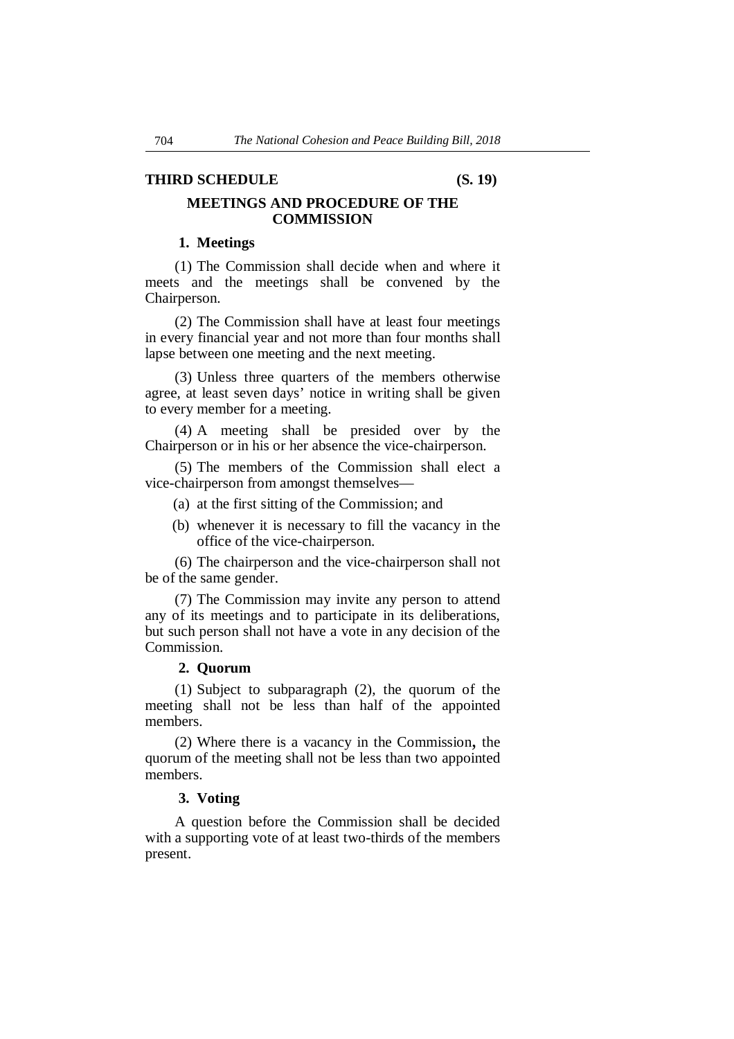## THIRD SCHEDULE (S. 19)

### MEETINGS AND PROCEDURE OF THE COMMISSION

**1. Meetings**

(1) The Commission shall decide when and where it meets and the meetings shall be convened by the Chairperson.

(2) The Commission shall have at least four meetings in every financial year and not more than four months shall lapse between one meeting and the next meeting.

(3) Unless three quarters of the members otherwise agree, at least seven days' notice in writing shall be given to every member for a meeting.

(4) A meeting shall be presided over by the Chairperson or in his or her absence the vice-chairperson.

(5) The members of the Commission shall elect a vice-chairperson from amongst themselves—

(a) at the first sitting of the Commission; and

(b) whenever it is necessary to fill the vacancy in the office of the vice-chairperson.

(6) The chairperson and the vice-chairperson shall not be of the same gender.

(7) The Commission may invite any person to attend any of its meetings and to participate in its deliberations, but such person shall not have a vote in any decision of the Commission.

**2. Quorum**

(1) Subject to subparagraph (2), the quorum of the meeting shall not be less than half of the appointed members.

(2) Where there is a vacancy in the Commission**,** the quorum of the meeting shall not be less than two appointed members.

**3. Voting**

A question before the Commission shall be decided with a supporting vote of at least two-thirds of the members present.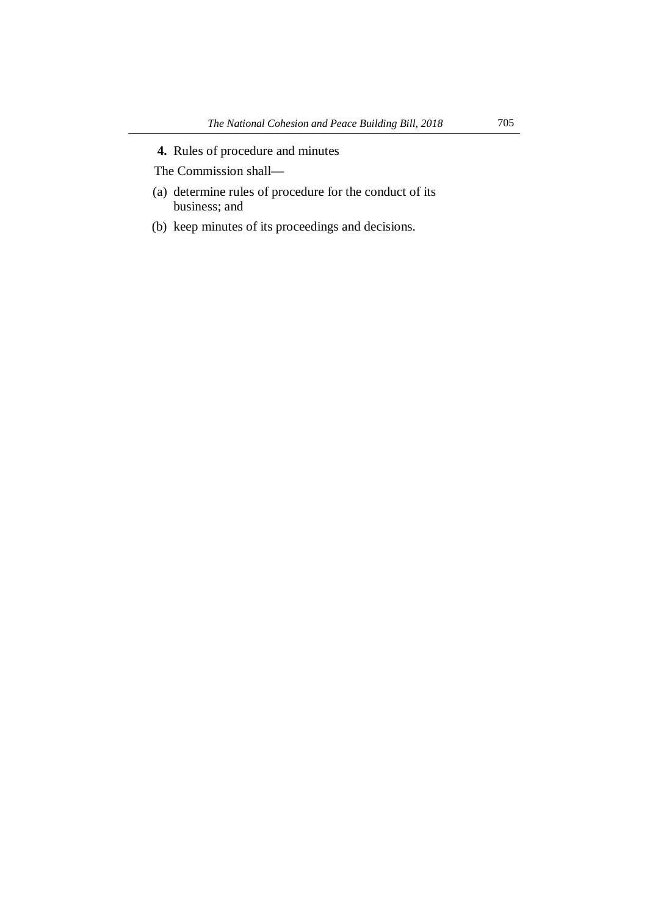**4.** Rules of procedure and minutes

The Commission shall—

(a) determine rules of procedure for the conduct of its business; and

(b) keep minutes of its proceedings and decisions.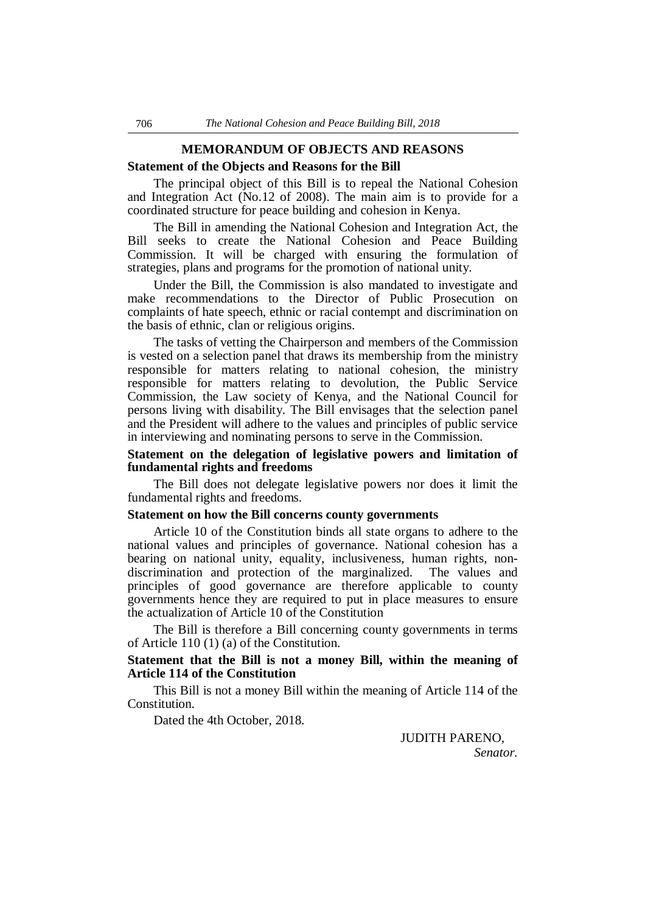## MEMORANDUM OF OBJECTS AND REASONS

**Statement of the Objects and Reasons for the Bill**

The principal object of this Bill is to repeal the National Cohesion and Integration Act (No.12 of 2008). The main aim is to provide for a coordinated structure for peace building and cohesion in Kenya.

The Bill in amending the National Cohesion and Integration Act, the Bill seeks to create the National Cohesion and Peace Building Commission. It will be charged with ensuring the formulation of strategies, plans and programs for the promotion of national unity.

Under the Bill, the Commission is also mandated to investigate and make recommendations to the Director of Public Prosecution on complaints of hate speech, ethnic or racial contempt and discrimination on the basis of ethnic, clan or religious origins.

The tasks of vetting the Chairperson and members of the Commission is vested on a selection panel that draws its membership from the ministry responsible for matters relating to national cohesion, the ministry responsible for matters relating to devolution, the Public Service Commission, the Law society of Kenya, and the National Council for persons living with disability. The Bill envisages that the selection panel and the President will adhere to the values and principles of public service in interviewing and nominating persons to serve in the Commission.

**Statement on the delegation of legislative powers and limitation of fundamental rights and freedoms**

The Bill does not delegate legislative powers nor does it limit the fundamental rights and freedoms.

**Statement on how the Bill concerns county governments**

Article 10 of the Constitution binds all state organs to adhere to the national values and principles of governance. National cohesion has a bearing on national unity, equality, inclusiveness, human rights, non-discrimination and protection of the marginalized. The values and principles of good governance are therefore applicable to county governments hence they are required to put in place measures to ensure the actualization of Article 10 of the Constitution

The Bill is therefore a Bill concerning county governments in terms of Article 110 (1) (a) of the Constitution.

**Statement that the Bill is not a money Bill, within the meaning of Article 114 of the Constitution**

This Bill is not a money Bill within the meaning of Article 114 of the Constitution.

Dated the 4th October, 2018.

JUDITH PARENO,
*Senator.*